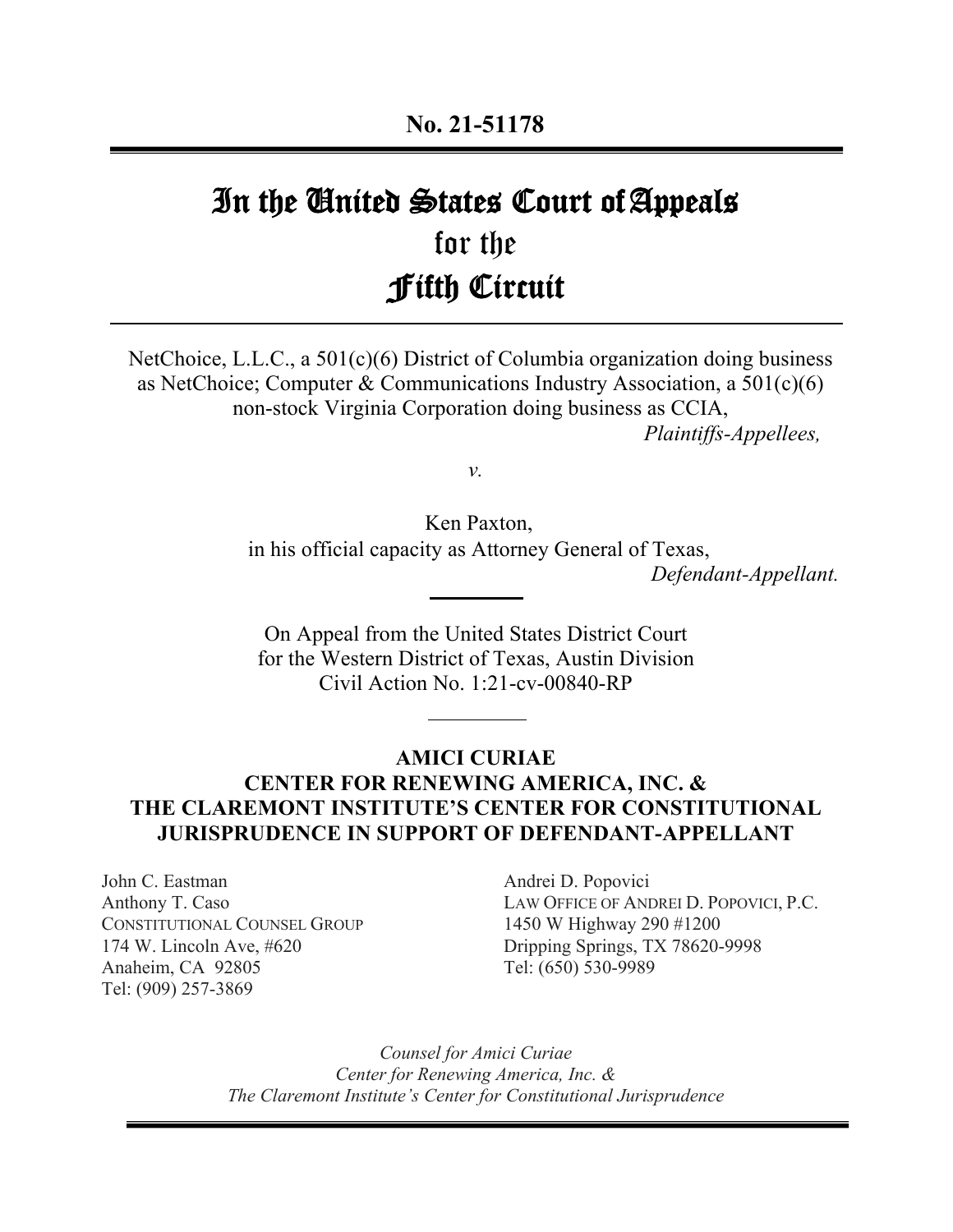**No. 21-51178**

---

# In the United States Court of Appeals for the Fifth Circuit

---

NetChoice, L.L.C., a 501(c)(6) District of Columbia organization doing business as NetChoice; Computer & Communications Industry Association, a 501(c)(6) non-stock Virginia Corporation doing business as CCIA,

*Plaintiffs-Appellees,*

*v.*

Ken Paxton,
in his official capacity as Attorney General of Texas,

*Defendant-Appellant.*

---

On Appeal from the United States District Court
for the Western District of Texas, Austin Division
Civil Action No. 1:21-cv-00840-RP

---

**AMICI CURIAE**
**CENTER FOR RENEWING AMERICA, INC. &**
**THE CLAREMONT INSTITUTE'S CENTER FOR CONSTITUTIONAL JURISPRUDENCE IN SUPPORT OF DEFENDANT-APPELLANT**

John C. Eastman
Anthony T. Caso
CONSTITUTIONAL COUNSEL GROUP
174 W. Lincoln Ave, #620
Anaheim, CA 92805
Tel: (909) 257-3869

Andrei D. Popovici
LAW OFFICE OF ANDREI D. POPOVICI, P.C.
1450 W Highway 290 #1200
Dripping Springs, TX 78620-9998
Tel: (650) 530-9989

*Counsel for Amici Curiae*
*Center for Renewing America, Inc. &*
*The Claremont Institute's Center for Constitutional Jurisprudence*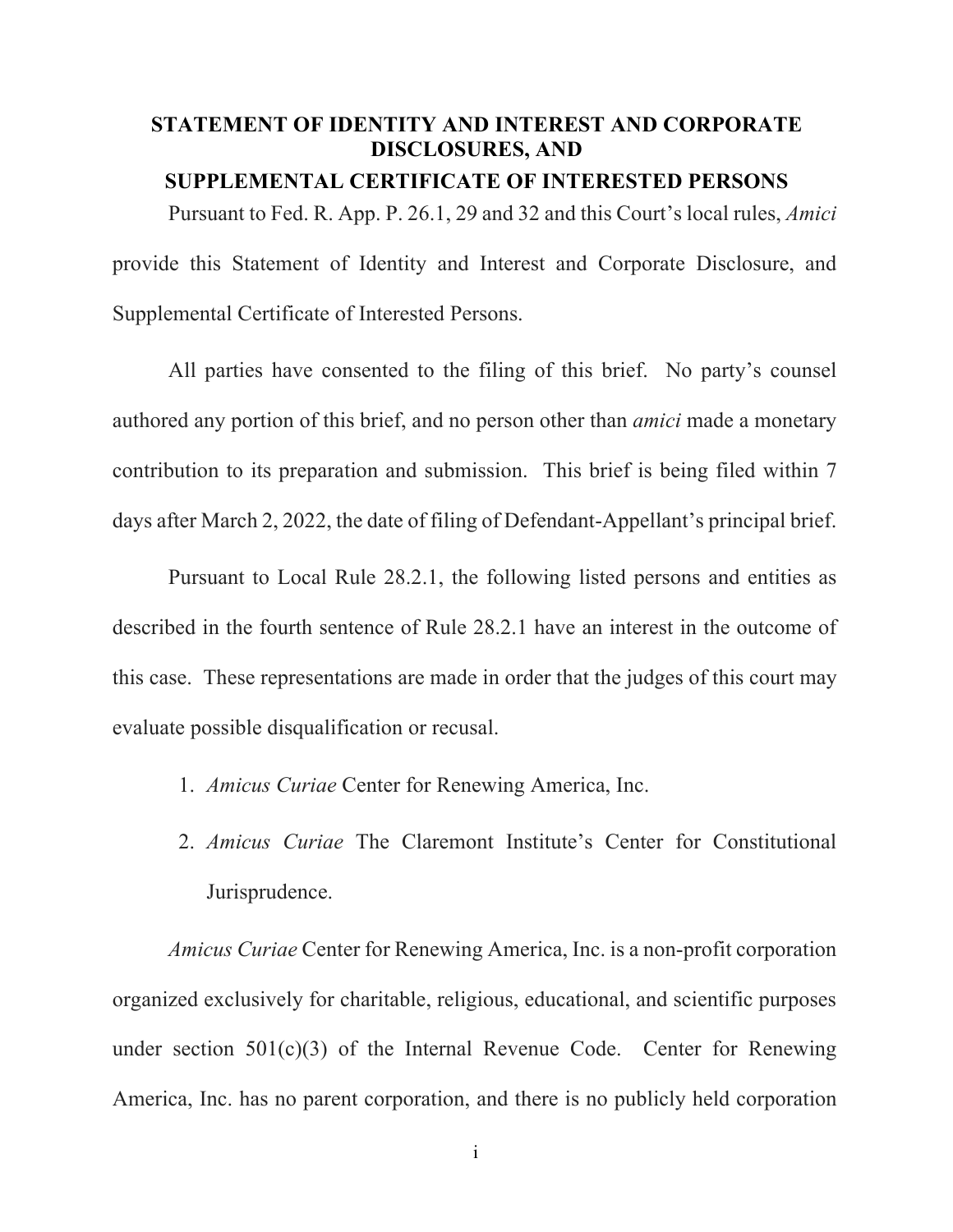## STATEMENT OF IDENTITY AND INTEREST AND CORPORATE DISCLOSURES, AND

## SUPPLEMENTAL CERTIFICATE OF INTERESTED PERSONS

Pursuant to Fed. R. App. P. 26.1, 29 and 32 and this Court's local rules, *Amici* provide this Statement of Identity and Interest and Corporate Disclosure, and Supplemental Certificate of Interested Persons.

All parties have consented to the filing of this brief. No party's counsel authored any portion of this brief, and no person other than *amici* made a monetary contribution to its preparation and submission. This brief is being filed within 7 days after March 2, 2022, the date of filing of Defendant-Appellant's principal brief.

Pursuant to Local Rule 28.2.1, the following listed persons and entities as described in the fourth sentence of Rule 28.2.1 have an interest in the outcome of this case. These representations are made in order that the judges of this court may evaluate possible disqualification or recusal.

1. *Amicus Curiae* Center for Renewing America, Inc.
2. *Amicus Curiae* The Claremont Institute's Center for Constitutional Jurisprudence.

*Amicus Curiae* Center for Renewing America, Inc. is a non-profit corporation organized exclusively for charitable, religious, educational, and scientific purposes under section 501(c)(3) of the Internal Revenue Code. Center for Renewing America, Inc. has no parent corporation, and there is no publicly held corporation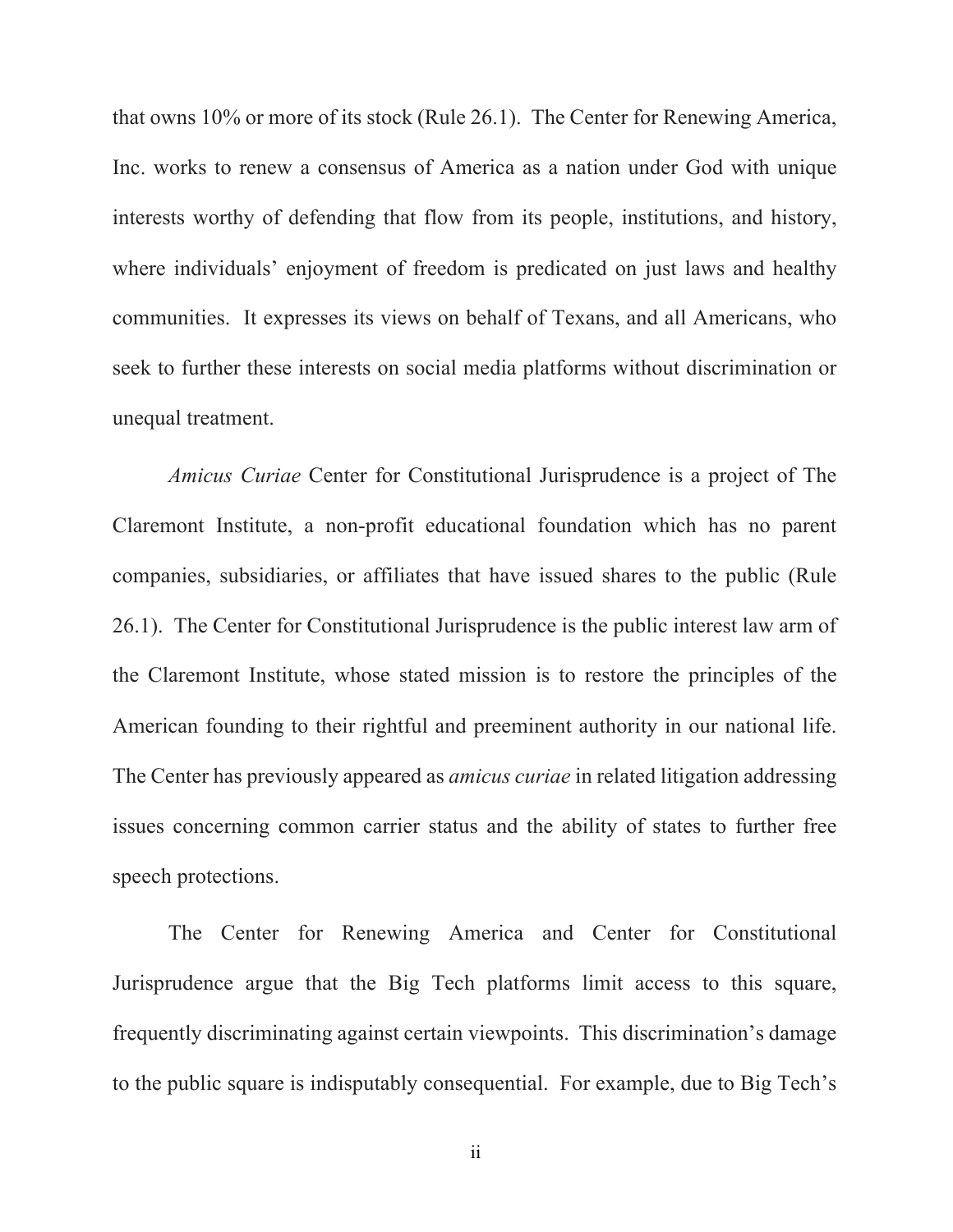that owns 10% or more of its stock (Rule 26.1). The Center for Renewing America, Inc. works to renew a consensus of America as a nation under God with unique interests worthy of defending that flow from its people, institutions, and history, where individuals' enjoyment of freedom is predicated on just laws and healthy communities. It expresses its views on behalf of Texans, and all Americans, who seek to further these interests on social media platforms without discrimination or unequal treatment.

*Amicus Curiae* Center for Constitutional Jurisprudence is a project of The Claremont Institute, a non-profit educational foundation which has no parent companies, subsidiaries, or affiliates that have issued shares to the public (Rule 26.1). The Center for Constitutional Jurisprudence is the public interest law arm of the Claremont Institute, whose stated mission is to restore the principles of the American founding to their rightful and preeminent authority in our national life. The Center has previously appeared as *amicus curiae* in related litigation addressing issues concerning common carrier status and the ability of states to further free speech protections.

The Center for Renewing America and Center for Constitutional Jurisprudence argue that the Big Tech platforms limit access to this square, frequently discriminating against certain viewpoints. This discrimination's damage to the public square is indisputably consequential. For example, due to Big Tech's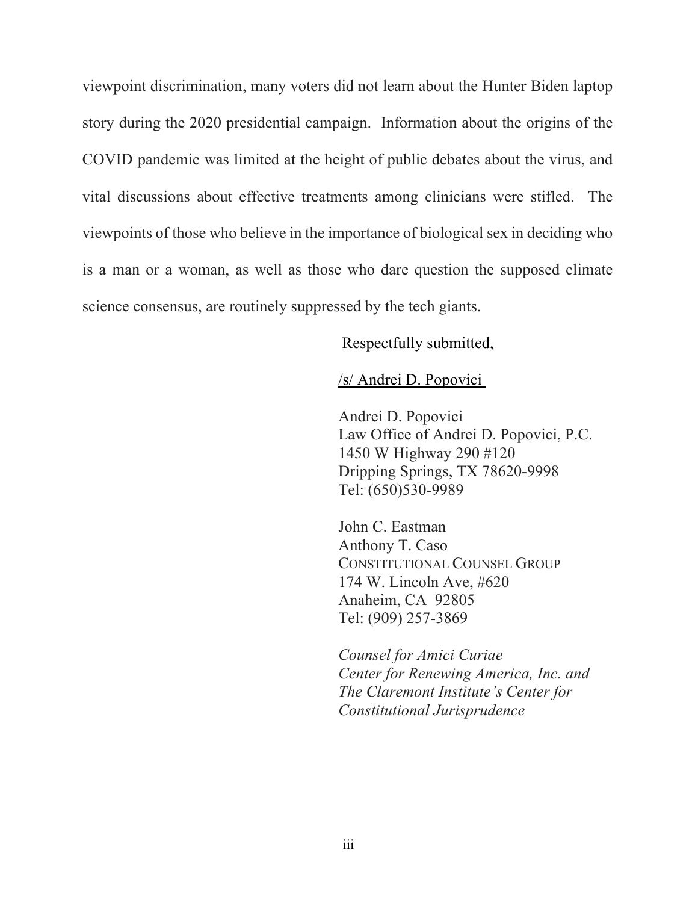viewpoint discrimination, many voters did not learn about the Hunter Biden laptop story during the 2020 presidential campaign. Information about the origins of the COVID pandemic was limited at the height of public debates about the virus, and vital discussions about effective treatments among clinicians were stifled. The viewpoints of those who believe in the importance of biological sex in deciding who is a man or a woman, as well as those who dare question the supposed climate science consensus, are routinely suppressed by the tech giants.

Respectfully submitted,

/s/ Andrei D. Popovici

Andrei D. Popovici
Law Office of Andrei D. Popovici, P.C.
1450 W Highway 290 #120
Dripping Springs, TX 78620-9998
Tel: (650)530-9989

John C. Eastman
Anthony T. Caso
CONSTITUTIONAL COUNSEL GROUP
174 W. Lincoln Ave, #620
Anaheim, CA 92805
Tel: (909) 257-3869

*Counsel for Amici Curiae*
*Center for Renewing America, Inc. and*
*The Claremont Institute's Center for*
*Constitutional Jurisprudence*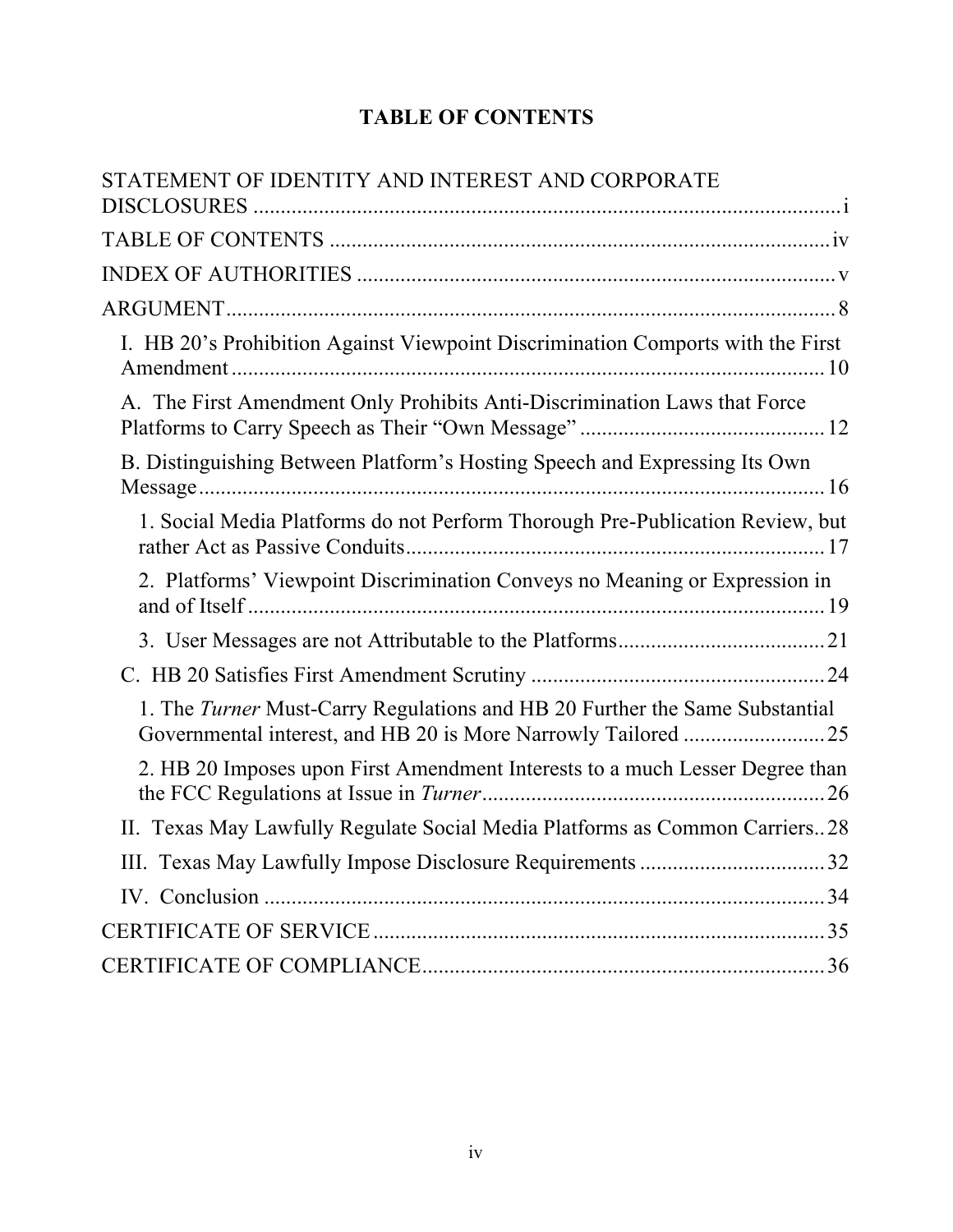# TABLE OF CONTENTS

STATEMENT OF IDENTITY AND INTEREST AND CORPORATE DISCLOSURES ........ i

TABLE OF CONTENTS ........ iv

INDEX OF AUTHORITIES ........ v

ARGUMENT ........ 8

- I. HB 20's Prohibition Against Viewpoint Discrimination Comports with the First Amendment ........ 10
  - A. The First Amendment Only Prohibits Anti-Discrimination Laws that Force Platforms to Carry Speech as Their "Own Message" ........ 12
  - B. Distinguishing Between Platform's Hosting Speech and Expressing Its Own Message ........ 16
    - 1. Social Media Platforms do not Perform Thorough Pre-Publication Review, but rather Act as Passive Conduits ........ 17
    - 2. Platforms' Viewpoint Discrimination Conveys no Meaning or Expression in and of Itself ........ 19
    - 3. User Messages are not Attributable to the Platforms ........ 21
  - C. HB 20 Satisfies First Amendment Scrutiny ........ 24
    - 1. The *Turner* Must-Carry Regulations and HB 20 Further the Same Substantial Governmental interest, and HB 20 is More Narrowly Tailored ........ 25
    - 2. HB 20 Imposes upon First Amendment Interests to a much Lesser Degree than the FCC Regulations at Issue in *Turner* ........ 26
- II. Texas May Lawfully Regulate Social Media Platforms as Common Carriers ........ 28
- III. Texas May Lawfully Impose Disclosure Requirements ........ 32
- IV. Conclusion ........ 34

CERTIFICATE OF SERVICE ........ 35

CERTIFICATE OF COMPLIANCE ........ 36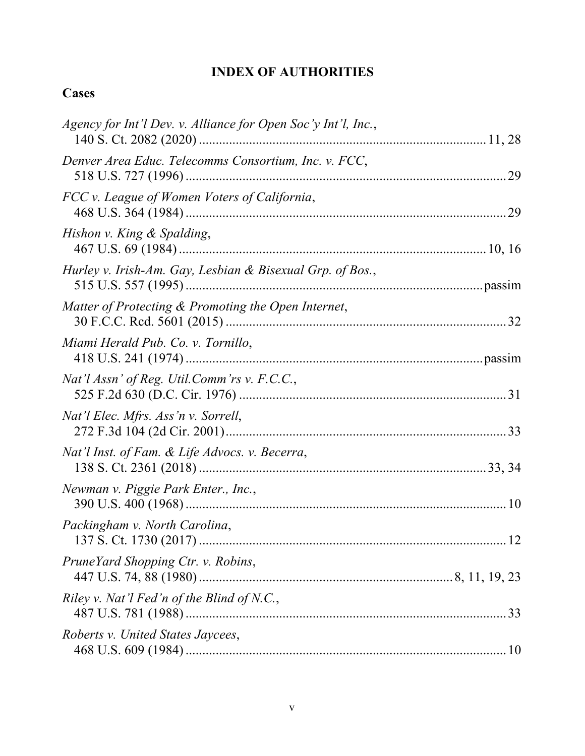# INDEX OF AUTHORITIES

## Cases

*Agency for Int'l Dev. v. Alliance for Open Soc'y Int'l, Inc.*,
140 S. Ct. 2082 (2020) .................................................................................. 11, 28

*Denver Area Educ. Telecomms Consortium, Inc. v. FCC*,
518 U.S. 727 (1996) .......................................................................................... 29

*FCC v. League of Women Voters of California*,
468 U.S. 364 (1984) .......................................................................................... 29

*Hishon v. King & Spalding*,
467 U.S. 69 (1984) ...................................................................................... 10, 16

*Hurley v. Irish-Am. Gay, Lesbian & Bisexual Grp. of Bos.*,
515 U.S. 557 (1995) ................................................................................... passim

*Matter of Protecting & Promoting the Open Internet*,
30 F.C.C. Rcd. 5601 (2015) ............................................................................... 32

*Miami Herald Pub. Co. v. Tornillo*,
418 U.S. 241 (1974) ................................................................................... passim

*Nat'l Assn' of Reg. Util.Comm'rs v. F.C.C.*,
525 F.2d 630 (D.C. Cir. 1976) .......................................................................... 31

*Nat'l Elec. Mfrs. Ass'n v. Sorrell*,
272 F.3d 104 (2d Cir. 2001) .............................................................................. 33

*Nat'l Inst. of Fam. & Life Advocs. v. Becerra*,
138 S. Ct. 2361 (2018) ................................................................................ 33, 34

*Newman v. Piggie Park Enter., Inc.*,
390 U.S. 400 (1968) .......................................................................................... 10

*Packingham v. North Carolina*,
137 S. Ct. 1730 (2017) ...................................................................................... 12

*PruneYard Shopping Ctr. v. Robins*,
447 U.S. 74, 88 (1980) ....................................................................... 8, 11, 19, 23

*Riley v. Nat'l Fed'n of the Blind of N.C.*,
487 U.S. 781 (1988) .......................................................................................... 33

*Roberts v. United States Jaycees*,
468 U.S. 609 (1984) .......................................................................................... 10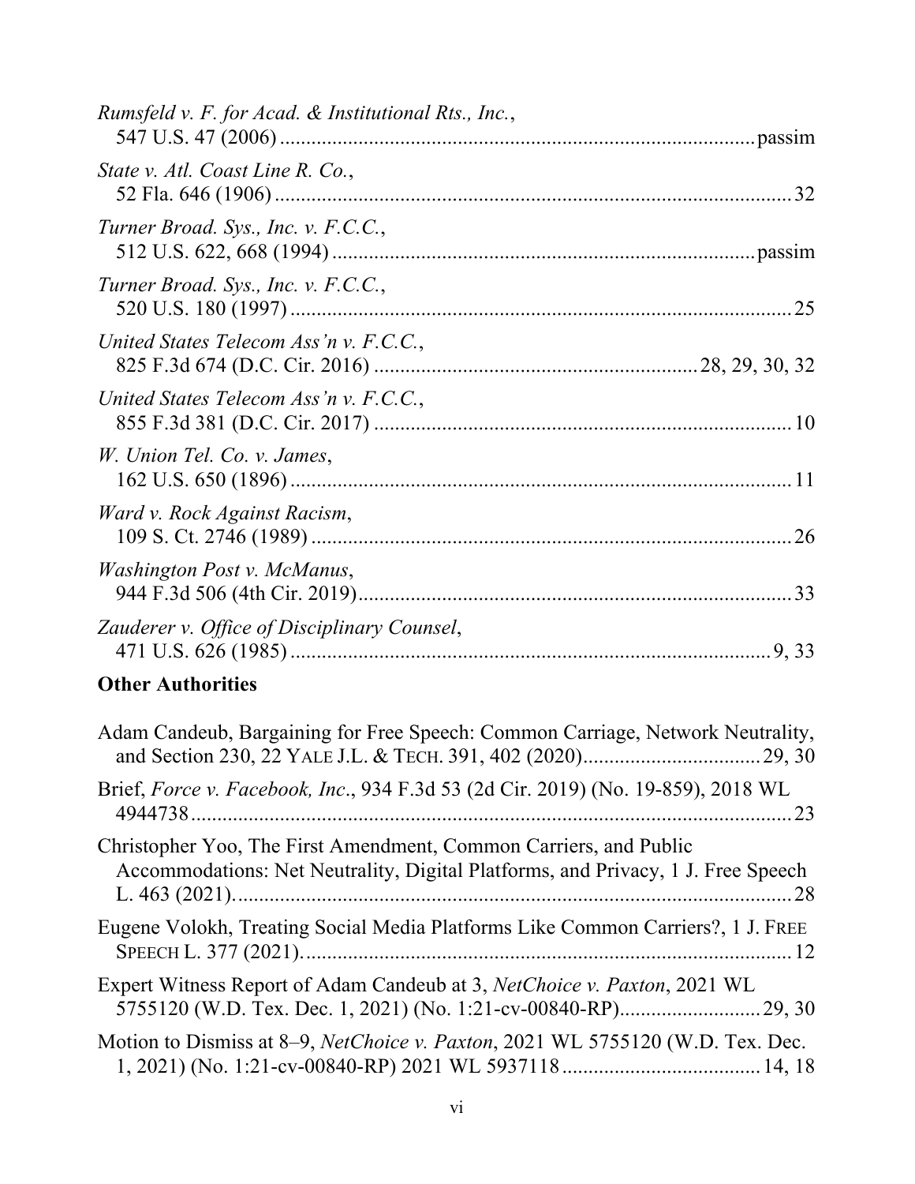*Rumsfeld v. F. for Acad. & Institutional Rts., Inc.*,
547 U.S. 47 (2006) ........................................................................................ passim

*State v. Atl. Coast Line R. Co.*,
52 Fla. 646 (1906) ................................................................................................ 32

*Turner Broad. Sys., Inc. v. F.C.C.*,
512 U.S. 622, 668 (1994) ............................................................................. passim

*Turner Broad. Sys., Inc. v. F.C.C.*,
520 U.S. 180 (1997) ............................................................................................. 25

*United States Telecom Ass'n v. F.C.C.*,
825 F.3d 674 (D.C. Cir. 2016) ............................................................ 28, 29, 30, 32

*United States Telecom Ass'n v. F.C.C.*,
855 F.3d 381 (D.C. Cir. 2017) .............................................................................. 10

*W. Union Tel. Co. v. James*,
162 U.S. 650 (1896) .............................................................................................. 11

*Ward v. Rock Against Racism*,
109 S. Ct. 2746 (1989) .......................................................................................... 26

*Washington Post v. McManus*,
944 F.3d 506 (4th Cir. 2019) ................................................................................. 33

*Zauderer v. Office of Disciplinary Counsel*,
471 U.S. 626 (1985) .......................................................................................... 9, 33

**Other Authorities**

Adam Candeub, Bargaining for Free Speech: Common Carriage, Network Neutrality, and Section 230, 22 YALE J.L. & TECH. 391, 402 (2020) ................................. 29, 30

Brief, *Force v. Facebook, Inc.*, 934 F.3d 53 (2d Cir. 2019) (No. 19-859), 2018 WL 4944738 ................................................................................................................ 23

Christopher Yoo, The First Amendment, Common Carriers, and Public Accommodations: Net Neutrality, Digital Platforms, and Privacy, 1 J. Free Speech L. 463 (2021). ....................................................................................................... 28

Eugene Volokh, Treating Social Media Platforms Like Common Carriers?, 1 J. FREE SPEECH L. 377 (2021). ........................................................................................... 12

Expert Witness Report of Adam Candeub at 3, *NetChoice v. Paxton*, 2021 WL 5755120 (W.D. Tex. Dec. 1, 2021) (No. 1:21-cv-00840-RP) .......................... 29, 30

Motion to Dismiss at 8–9, *NetChoice v. Paxton*, 2021 WL 5755120 (W.D. Tex. Dec. 1, 2021) (No. 1:21-cv-00840-RP) 2021 WL 5937118 ..................................... 14, 18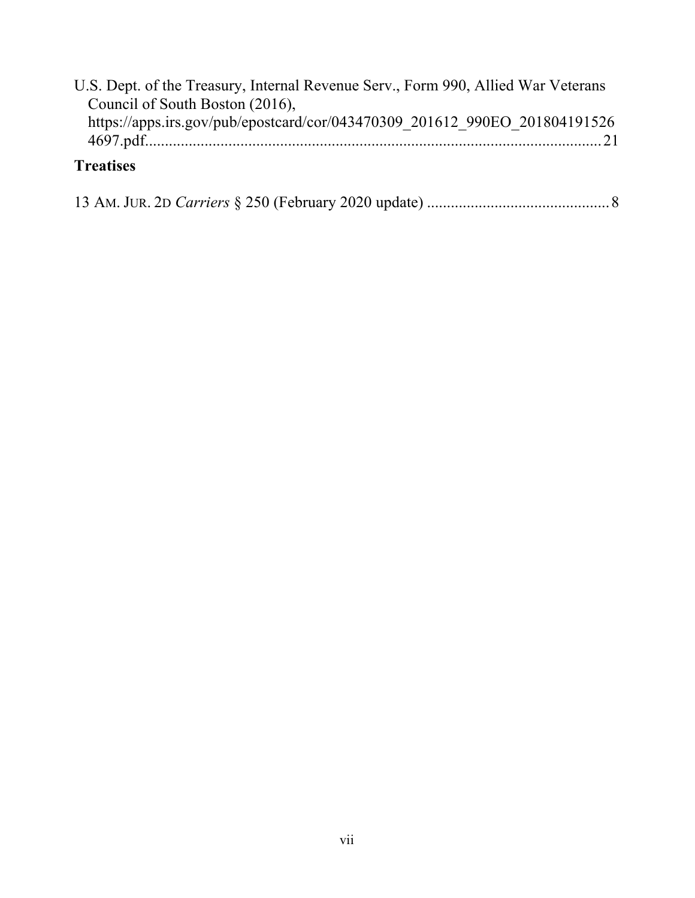U.S. Dept. of the Treasury, Internal Revenue Serv., Form 990, Allied War Veterans Council of South Boston (2016), https://apps.irs.gov/pub/epostcard/cor/043470309_201612_990EO_2018041915264697.pdf.................................................................................................................21

### Treatises

13 AM. JUR. 2D *Carriers* § 250 (February 2020 update) .............................................8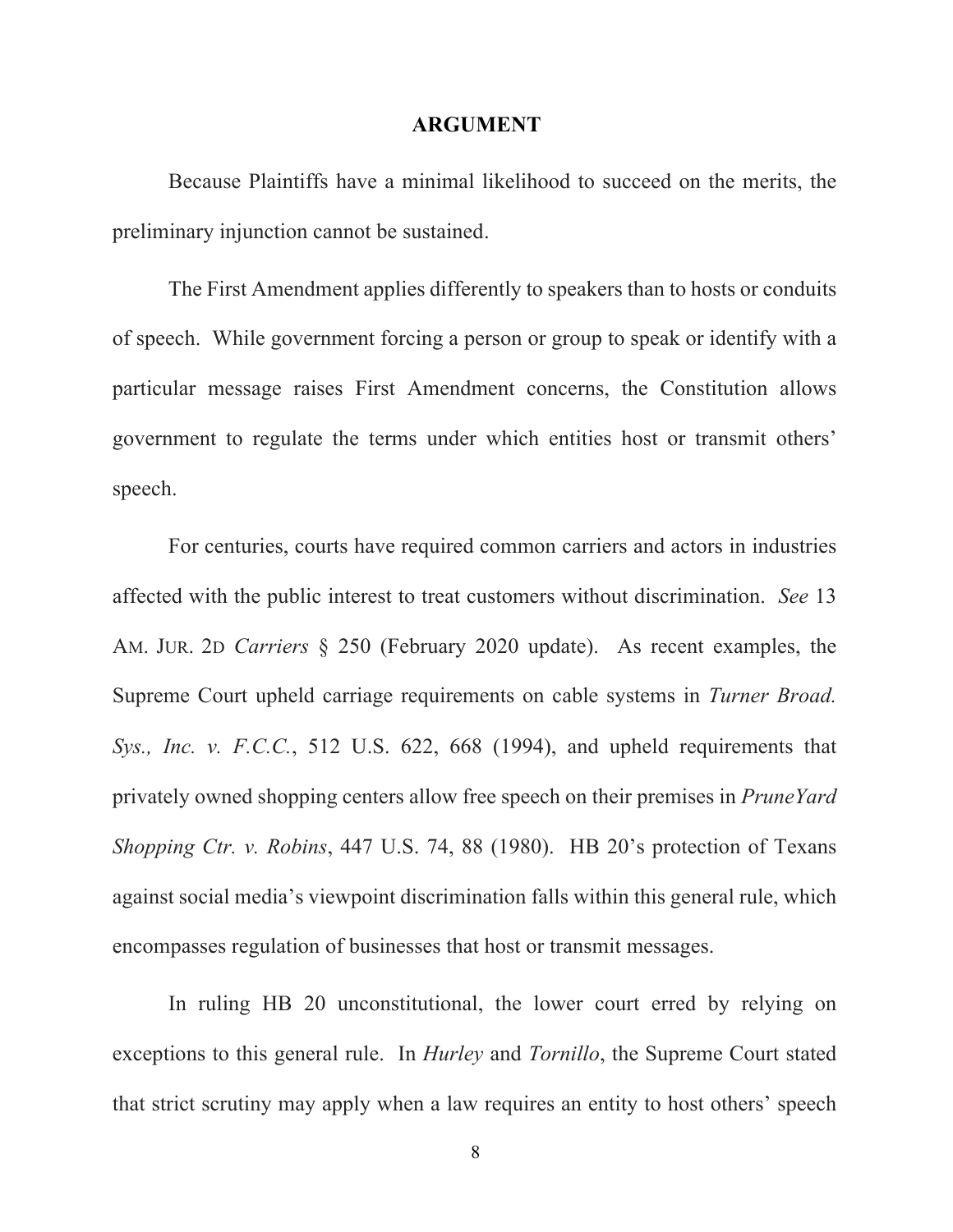## ARGUMENT

Because Plaintiffs have a minimal likelihood to succeed on the merits, the preliminary injunction cannot be sustained.

The First Amendment applies differently to speakers than to hosts or conduits of speech. While government forcing a person or group to speak or identify with a particular message raises First Amendment concerns, the Constitution allows government to regulate the terms under which entities host or transmit others' speech.

For centuries, courts have required common carriers and actors in industries affected with the public interest to treat customers without discrimination. *See* 13 AM. JUR. 2D *Carriers* § 250 (February 2020 update). As recent examples, the Supreme Court upheld carriage requirements on cable systems in *Turner Broad. Sys., Inc. v. F.C.C.*, 512 U.S. 622, 668 (1994), and upheld requirements that privately owned shopping centers allow free speech on their premises in *PruneYard Shopping Ctr. v. Robins*, 447 U.S. 74, 88 (1980). HB 20's protection of Texans against social media's viewpoint discrimination falls within this general rule, which encompasses regulation of businesses that host or transmit messages.

In ruling HB 20 unconstitutional, the lower court erred by relying on exceptions to this general rule. In *Hurley* and *Tornillo*, the Supreme Court stated that strict scrutiny may apply when a law requires an entity to host others' speech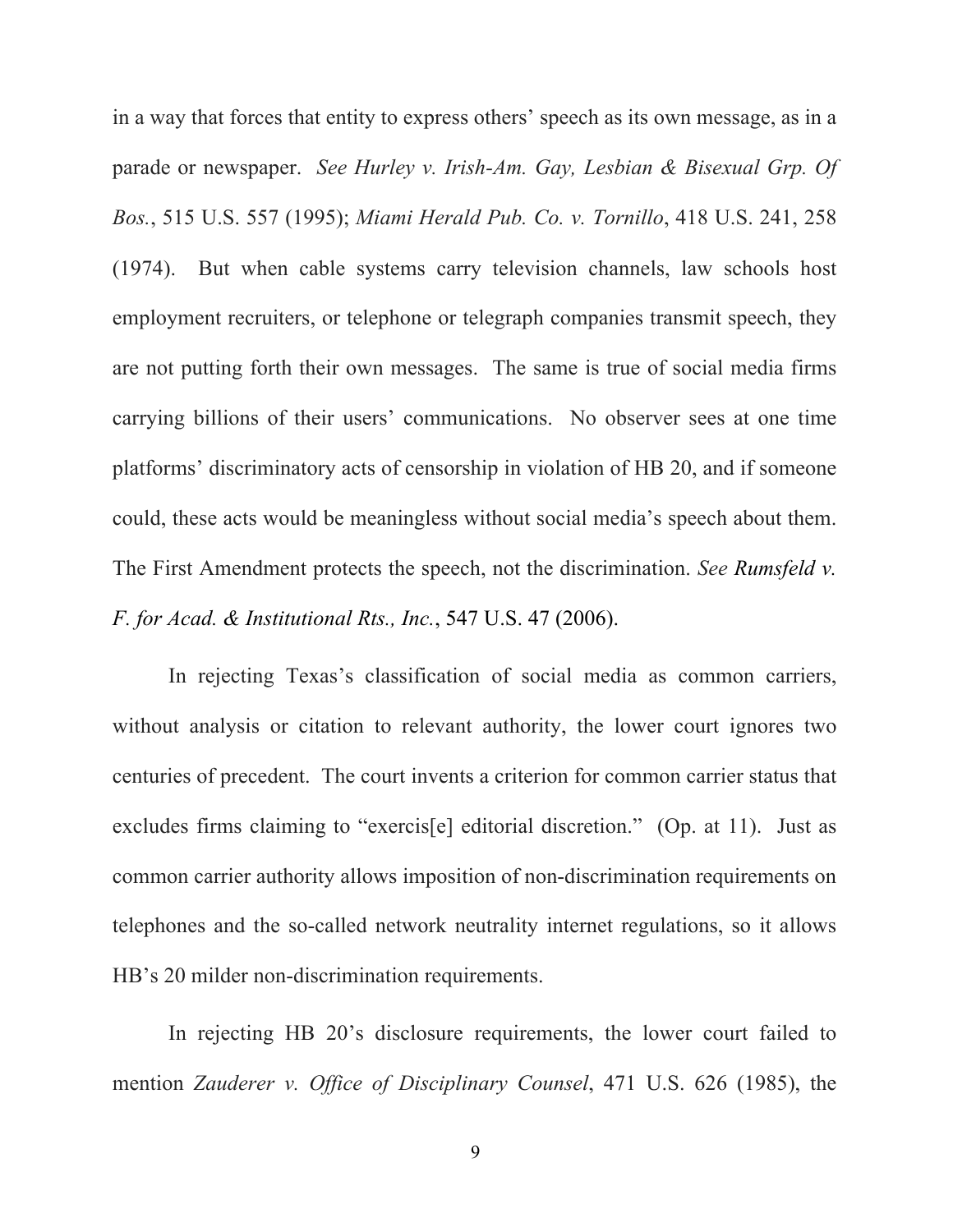in a way that forces that entity to express others' speech as its own message, as in a parade or newspaper. *See Hurley v. Irish-Am. Gay, Lesbian & Bisexual Grp. Of Bos.*, 515 U.S. 557 (1995); *Miami Herald Pub. Co. v. Tornillo*, 418 U.S. 241, 258 (1974). But when cable systems carry television channels, law schools host employment recruiters, or telephone or telegraph companies transmit speech, they are not putting forth their own messages. The same is true of social media firms carrying billions of their users' communications. No observer sees at one time platforms' discriminatory acts of censorship in violation of HB 20, and if someone could, these acts would be meaningless without social media's speech about them. The First Amendment protects the speech, not the discrimination. *See Rumsfeld v. F. for Acad. & Institutional Rts., Inc.*, 547 U.S. 47 (2006).

In rejecting Texas's classification of social media as common carriers, without analysis or citation to relevant authority, the lower court ignores two centuries of precedent. The court invents a criterion for common carrier status that excludes firms claiming to "exercis[e] editorial discretion." (Op. at 11). Just as common carrier authority allows imposition of non-discrimination requirements on telephones and the so-called network neutrality internet regulations, so it allows HB's 20 milder non-discrimination requirements.

In rejecting HB 20's disclosure requirements, the lower court failed to mention *Zauderer v. Office of Disciplinary Counsel*, 471 U.S. 626 (1985), the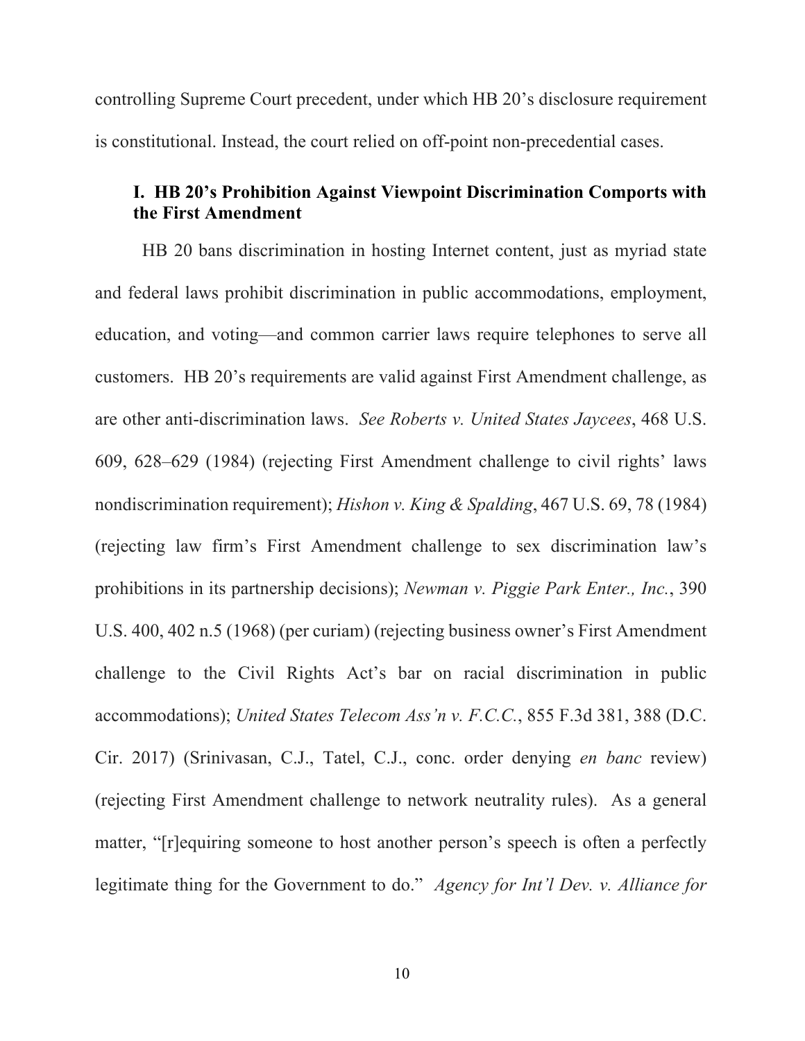controlling Supreme Court precedent, under which HB 20's disclosure requirement is constitutional. Instead, the court relied on off-point non-precedential cases.

### I. HB 20's Prohibition Against Viewpoint Discrimination Comports with the First Amendment

HB 20 bans discrimination in hosting Internet content, just as myriad state and federal laws prohibit discrimination in public accommodations, employment, education, and voting—and common carrier laws require telephones to serve all customers. HB 20's requirements are valid against First Amendment challenge, as are other anti-discrimination laws. *See Roberts v. United States Jaycees*, 468 U.S. 609, 628–629 (1984) (rejecting First Amendment challenge to civil rights' laws nondiscrimination requirement); *Hishon v. King & Spalding*, 467 U.S. 69, 78 (1984) (rejecting law firm's First Amendment challenge to sex discrimination law's prohibitions in its partnership decisions); *Newman v. Piggie Park Enter., Inc.*, 390 U.S. 400, 402 n.5 (1968) (per curiam) (rejecting business owner's First Amendment challenge to the Civil Rights Act's bar on racial discrimination in public accommodations); *United States Telecom Ass'n v. F.C.C.*, 855 F.3d 381, 388 (D.C. Cir. 2017) (Srinivasan, C.J., Tatel, C.J., conc. order denying *en banc* review) (rejecting First Amendment challenge to network neutrality rules). As a general matter, "[r]equiring someone to host another person's speech is often a perfectly legitimate thing for the Government to do." *Agency for Int'l Dev. v. Alliance for*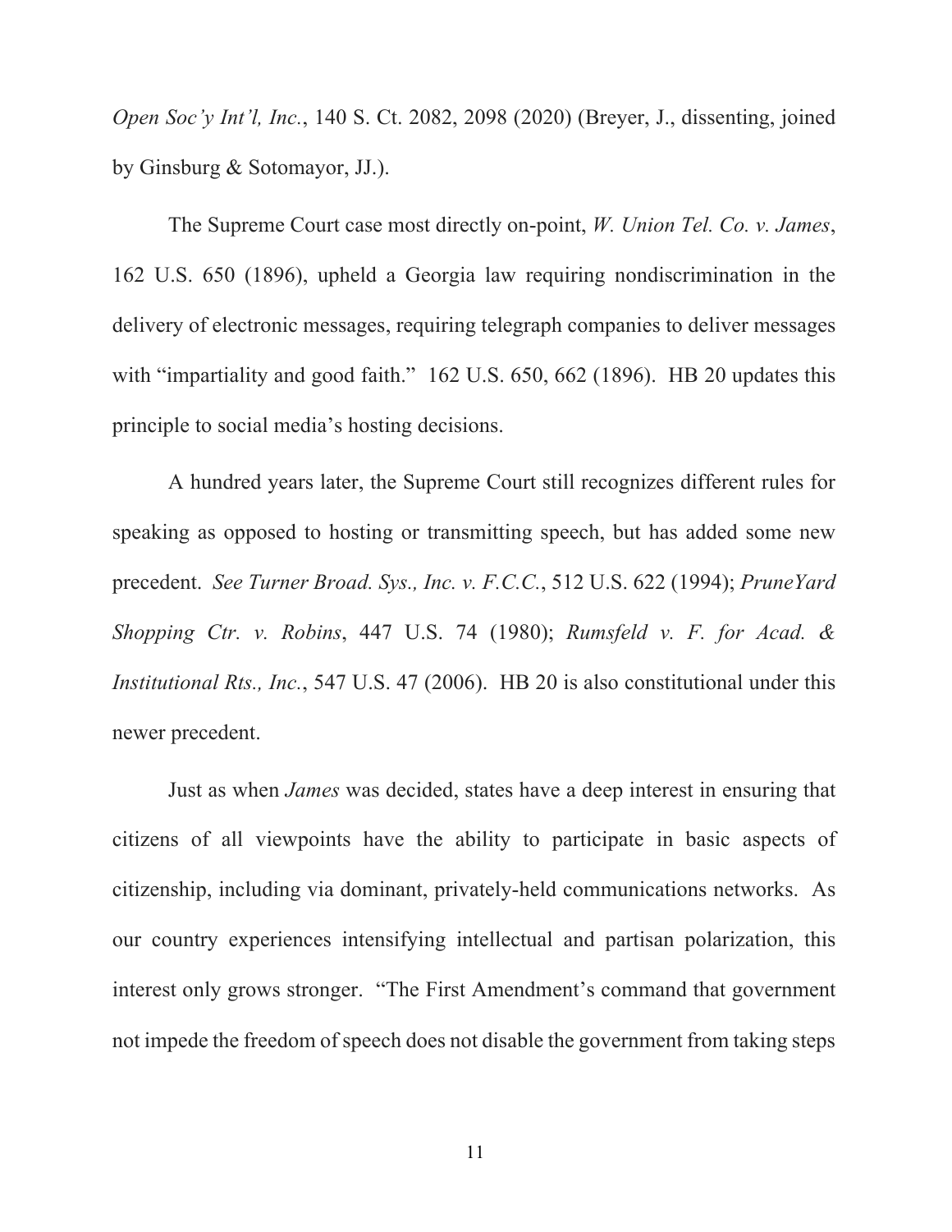*Open Soc'y Int'l, Inc.*, 140 S. Ct. 2082, 2098 (2020) (Breyer, J., dissenting, joined by Ginsburg & Sotomayor, JJ.).

The Supreme Court case most directly on-point, *W. Union Tel. Co. v. James*, 162 U.S. 650 (1896), upheld a Georgia law requiring nondiscrimination in the delivery of electronic messages, requiring telegraph companies to deliver messages with "impartiality and good faith." 162 U.S. 650, 662 (1896). HB 20 updates this principle to social media's hosting decisions.

A hundred years later, the Supreme Court still recognizes different rules for speaking as opposed to hosting or transmitting speech, but has added some new precedent. *See Turner Broad. Sys., Inc. v. F.C.C.*, 512 U.S. 622 (1994); *PruneYard Shopping Ctr. v. Robins*, 447 U.S. 74 (1980); *Rumsfeld v. F. for Acad. & Institutional Rts., Inc.*, 547 U.S. 47 (2006). HB 20 is also constitutional under this newer precedent.

Just as when *James* was decided, states have a deep interest in ensuring that citizens of all viewpoints have the ability to participate in basic aspects of citizenship, including via dominant, privately-held communications networks. As our country experiences intensifying intellectual and partisan polarization, this interest only grows stronger. "The First Amendment's command that government not impede the freedom of speech does not disable the government from taking steps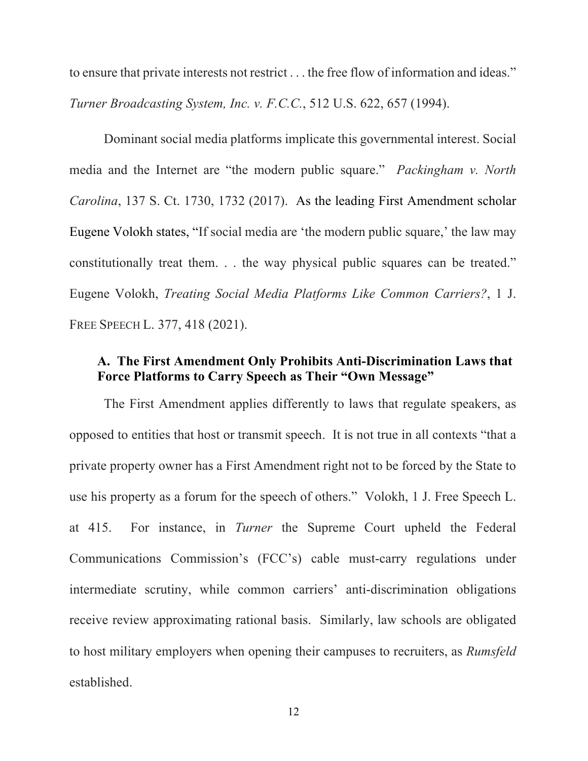to ensure that private interests not restrict . . . the free flow of information and ideas." *Turner Broadcasting System, Inc. v. F.C.C.*, 512 U.S. 622, 657 (1994).

Dominant social media platforms implicate this governmental interest. Social media and the Internet are "the modern public square." *Packingham v. North Carolina*, 137 S. Ct. 1730, 1732 (2017). As the leading First Amendment scholar Eugene Volokh states, "If social media are 'the modern public square,' the law may constitutionally treat them. . . the way physical public squares can be treated." Eugene Volokh, *Treating Social Media Platforms Like Common Carriers?*, 1 J. FREE SPEECH L. 377, 418 (2021).

### A. The First Amendment Only Prohibits Anti-Discrimination Laws that Force Platforms to Carry Speech as Their "Own Message"

The First Amendment applies differently to laws that regulate speakers, as opposed to entities that host or transmit speech. It is not true in all contexts "that a private property owner has a First Amendment right not to be forced by the State to use his property as a forum for the speech of others." Volokh, 1 J. Free Speech L. at 415. For instance, in *Turner* the Supreme Court upheld the Federal Communications Commission's (FCC's) cable must-carry regulations under intermediate scrutiny, while common carriers' anti-discrimination obligations receive review approximating rational basis. Similarly, law schools are obligated to host military employers when opening their campuses to recruiters, as *Rumsfeld* established.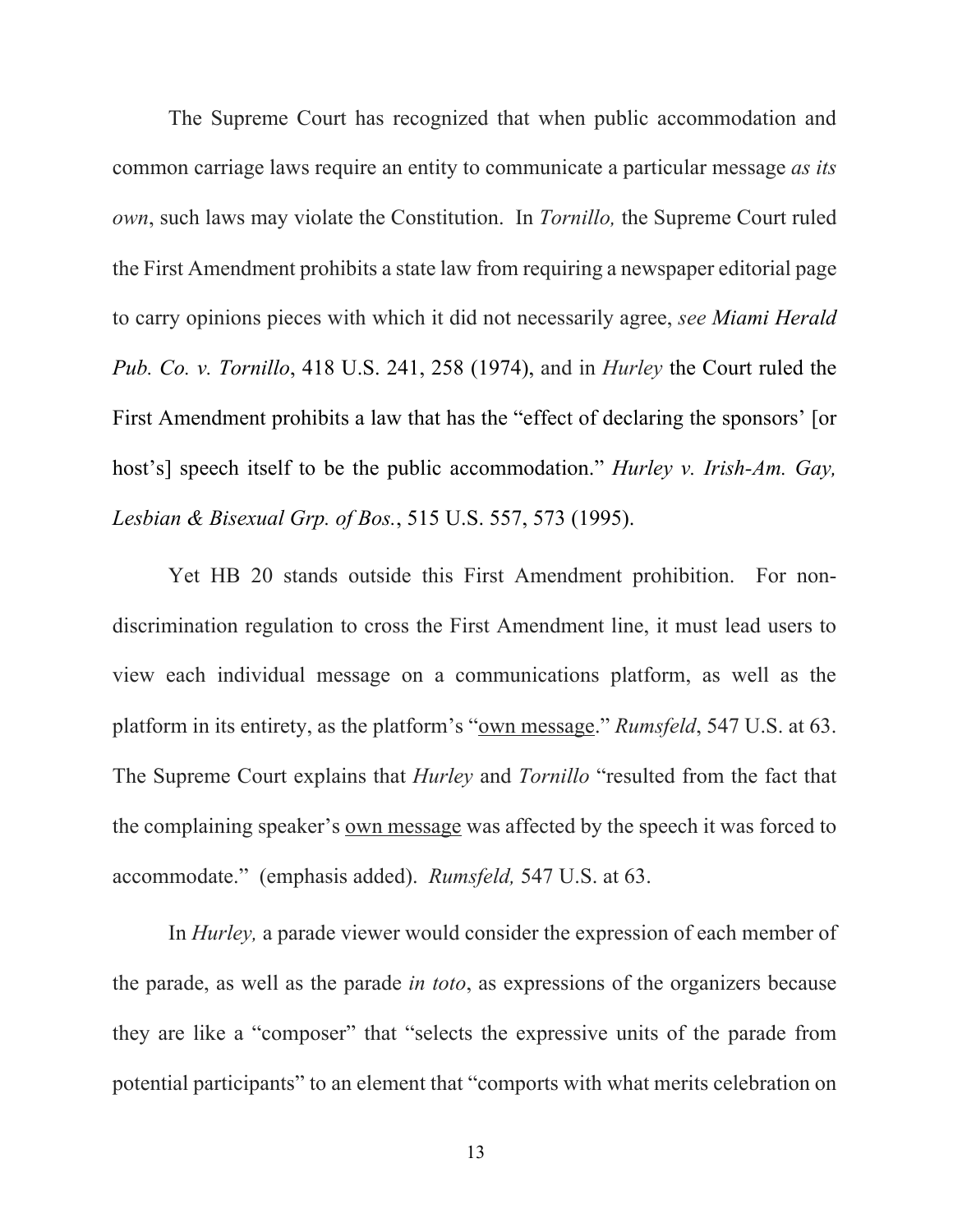The Supreme Court has recognized that when public accommodation and common carriage laws require an entity to communicate a particular message *as its own*, such laws may violate the Constitution. In *Tornillo,* the Supreme Court ruled the First Amendment prohibits a state law from requiring a newspaper editorial page to carry opinions pieces with which it did not necessarily agree, *see Miami Herald Pub. Co. v. Tornillo*, 418 U.S. 241, 258 (1974), and in *Hurley* the Court ruled the First Amendment prohibits a law that has the "effect of declaring the sponsors' [or host's] speech itself to be the public accommodation." *Hurley v. Irish-Am. Gay, Lesbian & Bisexual Grp. of Bos.*, 515 U.S. 557, 573 (1995).

Yet HB 20 stands outside this First Amendment prohibition. For non-discrimination regulation to cross the First Amendment line, it must lead users to view each individual message on a communications platform, as well as the platform in its entirety, as the platform's "<u>own message</u>." *Rumsfeld*, 547 U.S. at 63. The Supreme Court explains that *Hurley* and *Tornillo* "resulted from the fact that the complaining speaker's <u>own message</u> was affected by the speech it was forced to accommodate." (emphasis added). *Rumsfeld,* 547 U.S. at 63.

In *Hurley,* a parade viewer would consider the expression of each member of the parade, as well as the parade *in toto*, as expressions of the organizers because they are like a "composer" that "selects the expressive units of the parade from potential participants" to an element that "comports with what merits celebration on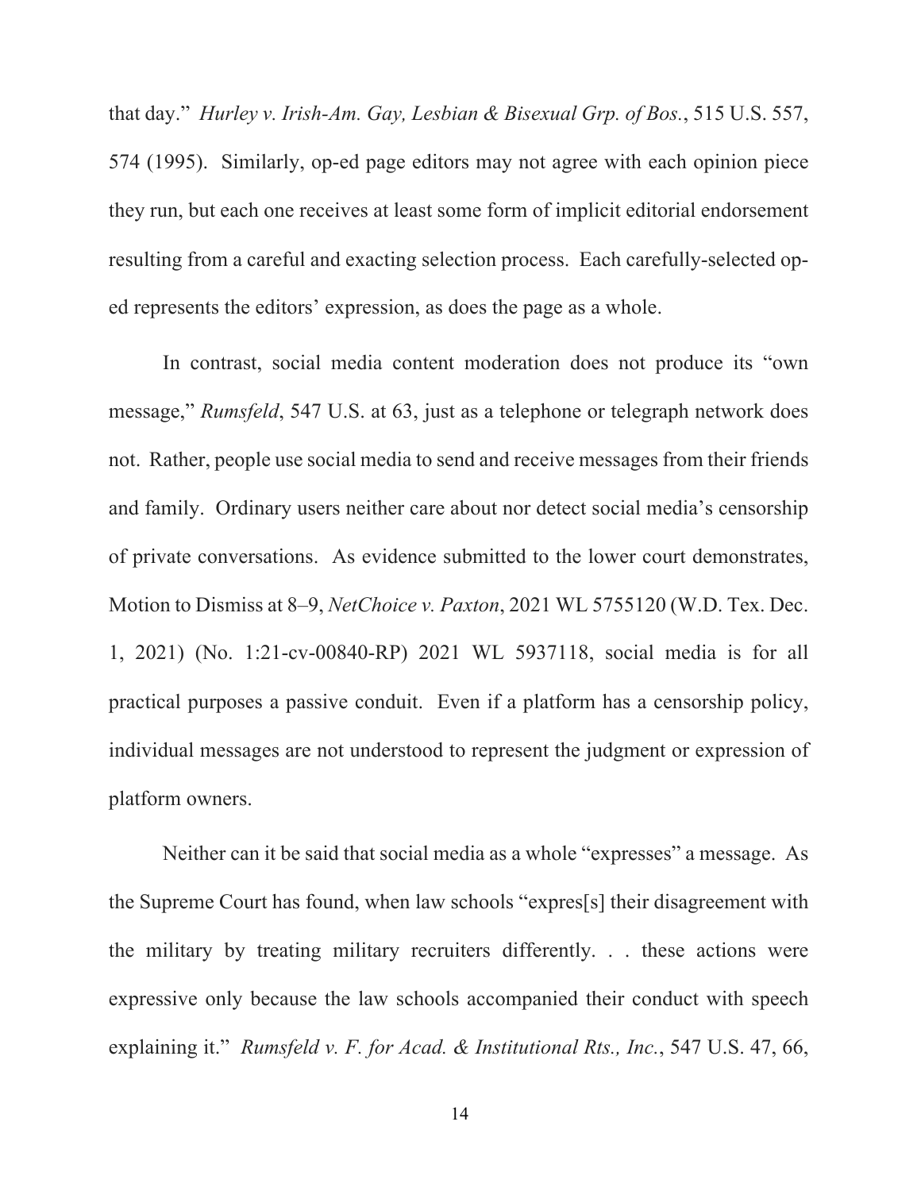that day." *Hurley v. Irish-Am. Gay, Lesbian & Bisexual Grp. of Bos.*, 515 U.S. 557, 574 (1995). Similarly, op-ed page editors may not agree with each opinion piece they run, but each one receives at least some form of implicit editorial endorsement resulting from a careful and exacting selection process. Each carefully-selected op-ed represents the editors' expression, as does the page as a whole.

In contrast, social media content moderation does not produce its "own message," *Rumsfeld*, 547 U.S. at 63, just as a telephone or telegraph network does not. Rather, people use social media to send and receive messages from their friends and family. Ordinary users neither care about nor detect social media's censorship of private conversations. As evidence submitted to the lower court demonstrates, Motion to Dismiss at 8–9, *NetChoice v. Paxton*, 2021 WL 5755120 (W.D. Tex. Dec. 1, 2021) (No. 1:21-cv-00840-RP) 2021 WL 5937118, social media is for all practical purposes a passive conduit. Even if a platform has a censorship policy, individual messages are not understood to represent the judgment or expression of platform owners.

Neither can it be said that social media as a whole "expresses" a message. As the Supreme Court has found, when law schools "expres[s] their disagreement with the military by treating military recruiters differently. . . these actions were expressive only because the law schools accompanied their conduct with speech explaining it." *Rumsfeld v. F. for Acad. & Institutional Rts., Inc.*, 547 U.S. 47, 66,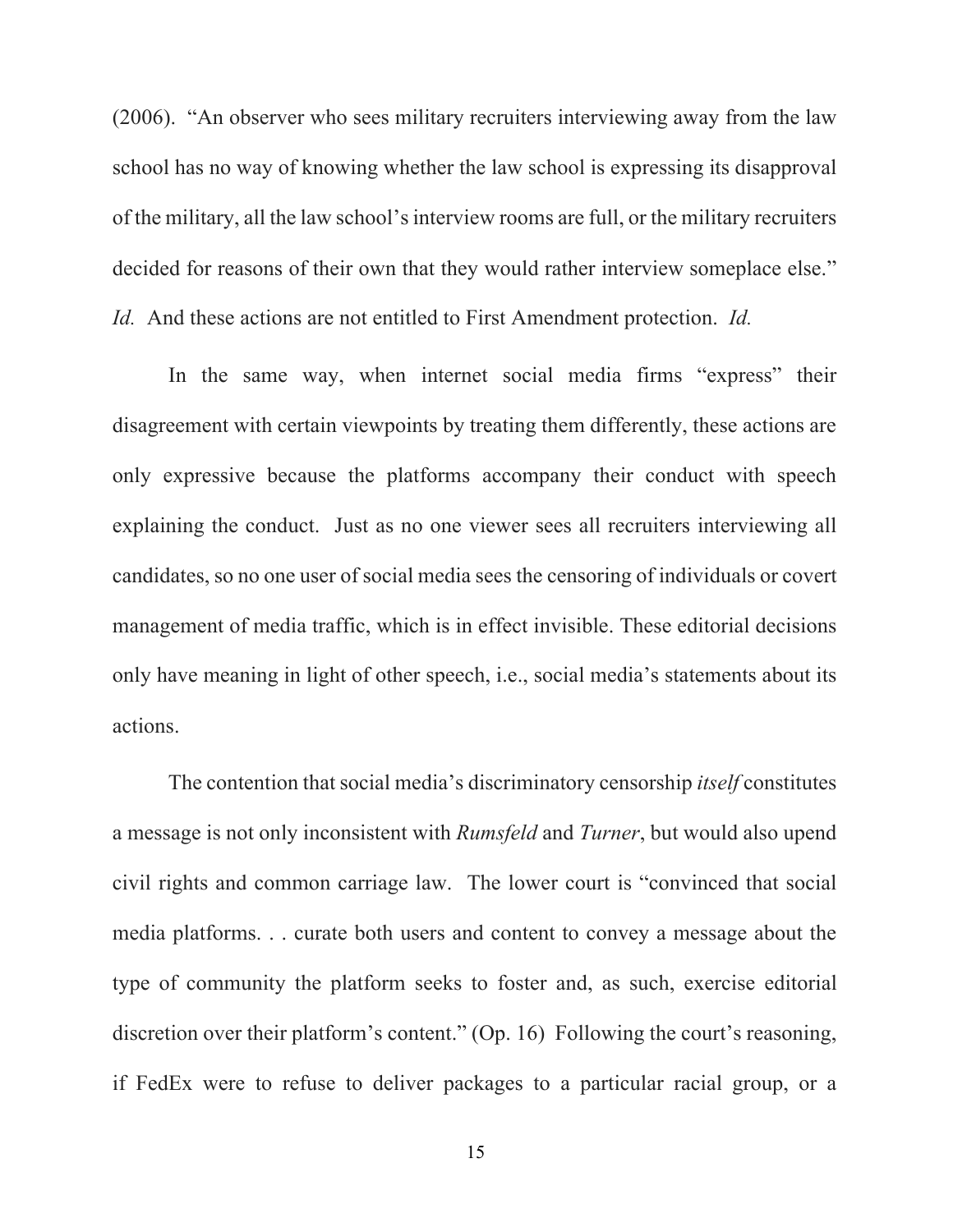(2006). "An observer who sees military recruiters interviewing away from the law school has no way of knowing whether the law school is expressing its disapproval of the military, all the law school's interview rooms are full, or the military recruiters decided for reasons of their own that they would rather interview someplace else." *Id.* And these actions are not entitled to First Amendment protection. *Id.*

In the same way, when internet social media firms "express" their disagreement with certain viewpoints by treating them differently, these actions are only expressive because the platforms accompany their conduct with speech explaining the conduct. Just as no one viewer sees all recruiters interviewing all candidates, so no one user of social media sees the censoring of individuals or covert management of media traffic, which is in effect invisible. These editorial decisions only have meaning in light of other speech, i.e., social media's statements about its actions.

The contention that social media's discriminatory censorship *itself* constitutes a message is not only inconsistent with *Rumsfeld* and *Turner*, but would also upend civil rights and common carriage law. The lower court is "convinced that social media platforms. . . curate both users and content to convey a message about the type of community the platform seeks to foster and, as such, exercise editorial discretion over their platform's content." (Op. 16) Following the court's reasoning, if FedEx were to refuse to deliver packages to a particular racial group, or a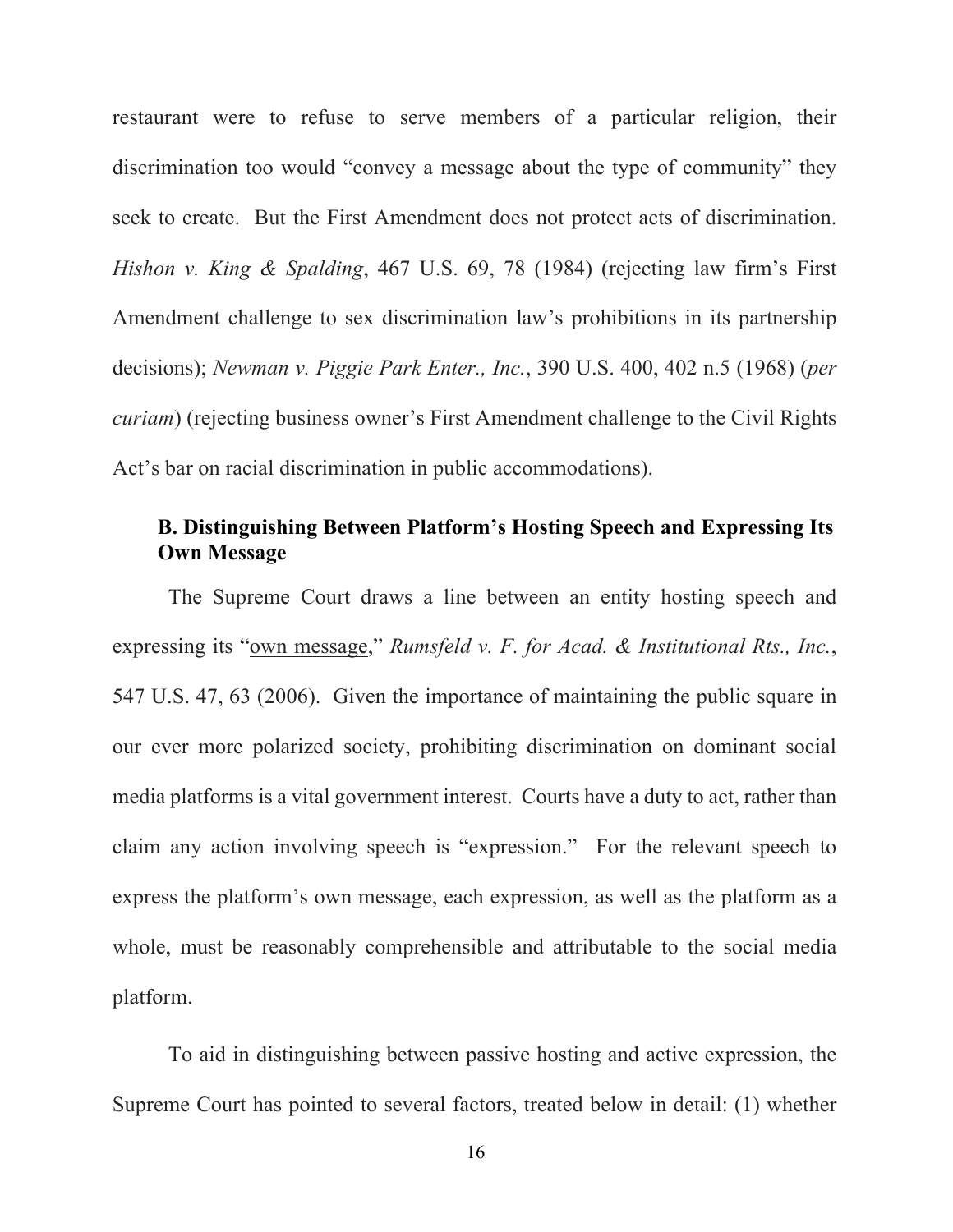restaurant were to refuse to serve members of a particular religion, their discrimination too would "convey a message about the type of community" they seek to create. But the First Amendment does not protect acts of discrimination. *Hishon v. King & Spalding*, 467 U.S. 69, 78 (1984) (rejecting law firm's First Amendment challenge to sex discrimination law's prohibitions in its partnership decisions); *Newman v. Piggie Park Enter., Inc.*, 390 U.S. 400, 402 n.5 (1968) (*per curiam*) (rejecting business owner's First Amendment challenge to the Civil Rights Act's bar on racial discrimination in public accommodations).

### B. Distinguishing Between Platform's Hosting Speech and Expressing Its Own Message

The Supreme Court draws a line between an entity hosting speech and expressing its "own message," *Rumsfeld v. F. for Acad. & Institutional Rts., Inc.*, 547 U.S. 47, 63 (2006). Given the importance of maintaining the public square in our ever more polarized society, prohibiting discrimination on dominant social media platforms is a vital government interest. Courts have a duty to act, rather than claim any action involving speech is "expression." For the relevant speech to express the platform's own message, each expression, as well as the platform as a whole, must be reasonably comprehensible and attributable to the social media platform.

To aid in distinguishing between passive hosting and active expression, the Supreme Court has pointed to several factors, treated below in detail: (1) whether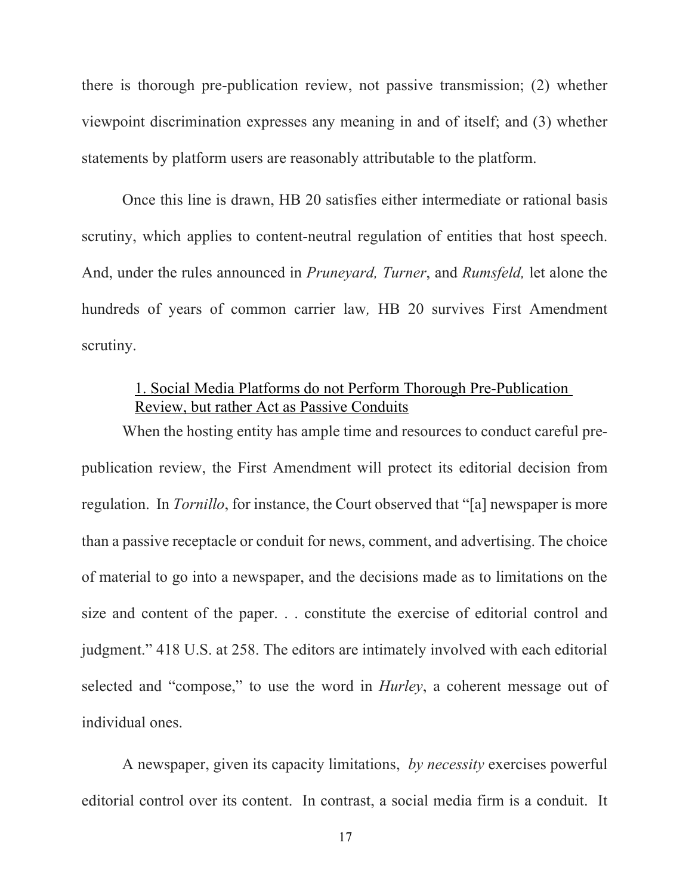there is thorough pre-publication review, not passive transmission; (2) whether viewpoint discrimination expresses any meaning in and of itself; and (3) whether statements by platform users are reasonably attributable to the platform.

Once this line is drawn, HB 20 satisfies either intermediate or rational basis scrutiny, which applies to content-neutral regulation of entities that host speech. And, under the rules announced in *Pruneyard, Turner*, and *Rumsfeld,* let alone the hundreds of years of common carrier law*,* HB 20 survives First Amendment scrutiny.

### 1. Social Media Platforms do not Perform Thorough Pre-Publication Review, but rather Act as Passive Conduits

When the hosting entity has ample time and resources to conduct careful pre-publication review, the First Amendment will protect its editorial decision from regulation. In *Tornillo*, for instance, the Court observed that "[a] newspaper is more than a passive receptacle or conduit for news, comment, and advertising. The choice of material to go into a newspaper, and the decisions made as to limitations on the size and content of the paper. . . constitute the exercise of editorial control and judgment." 418 U.S. at 258. The editors are intimately involved with each editorial selected and "compose," to use the word in *Hurley*, a coherent message out of individual ones.

A newspaper, given its capacity limitations, *by necessity* exercises powerful editorial control over its content. In contrast, a social media firm is a conduit. It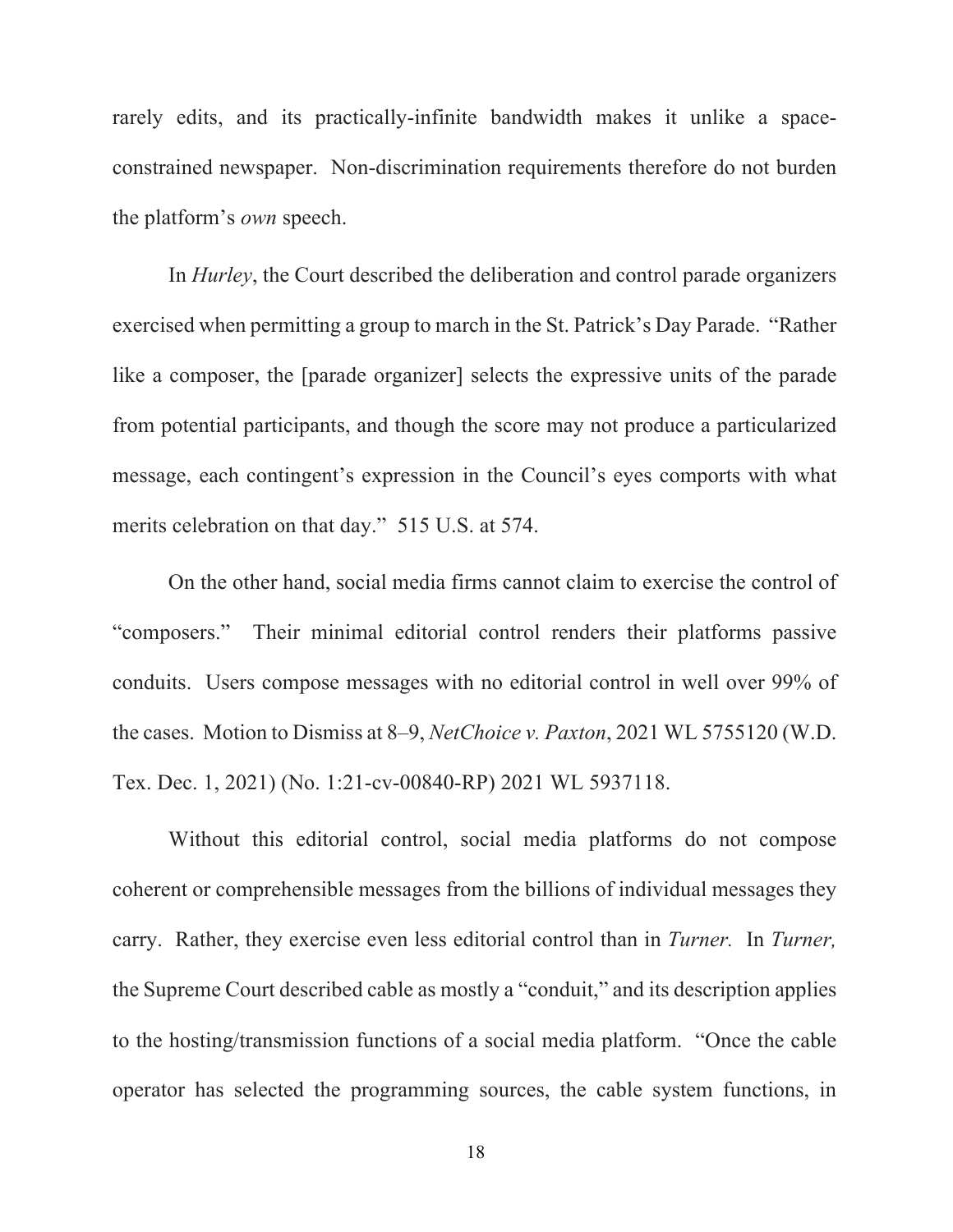rarely edits, and its practically-infinite bandwidth makes it unlike a space-constrained newspaper. Non-discrimination requirements therefore do not burden the platform's *own* speech.

In *Hurley*, the Court described the deliberation and control parade organizers exercised when permitting a group to march in the St. Patrick's Day Parade. "Rather like a composer, the [parade organizer] selects the expressive units of the parade from potential participants, and though the score may not produce a particularized message, each contingent's expression in the Council's eyes comports with what merits celebration on that day." 515 U.S. at 574.

On the other hand, social media firms cannot claim to exercise the control of "composers." Their minimal editorial control renders their platforms passive conduits. Users compose messages with no editorial control in well over 99% of the cases. Motion to Dismiss at 8–9, *NetChoice v. Paxton*, 2021 WL 5755120 (W.D. Tex. Dec. 1, 2021) (No. 1:21-cv-00840-RP) 2021 WL 5937118.

Without this editorial control, social media platforms do not compose coherent or comprehensible messages from the billions of individual messages they carry. Rather, they exercise even less editorial control than in *Turner.* In *Turner,* the Supreme Court described cable as mostly a "conduit," and its description applies to the hosting/transmission functions of a social media platform. "Once the cable operator has selected the programming sources, the cable system functions, in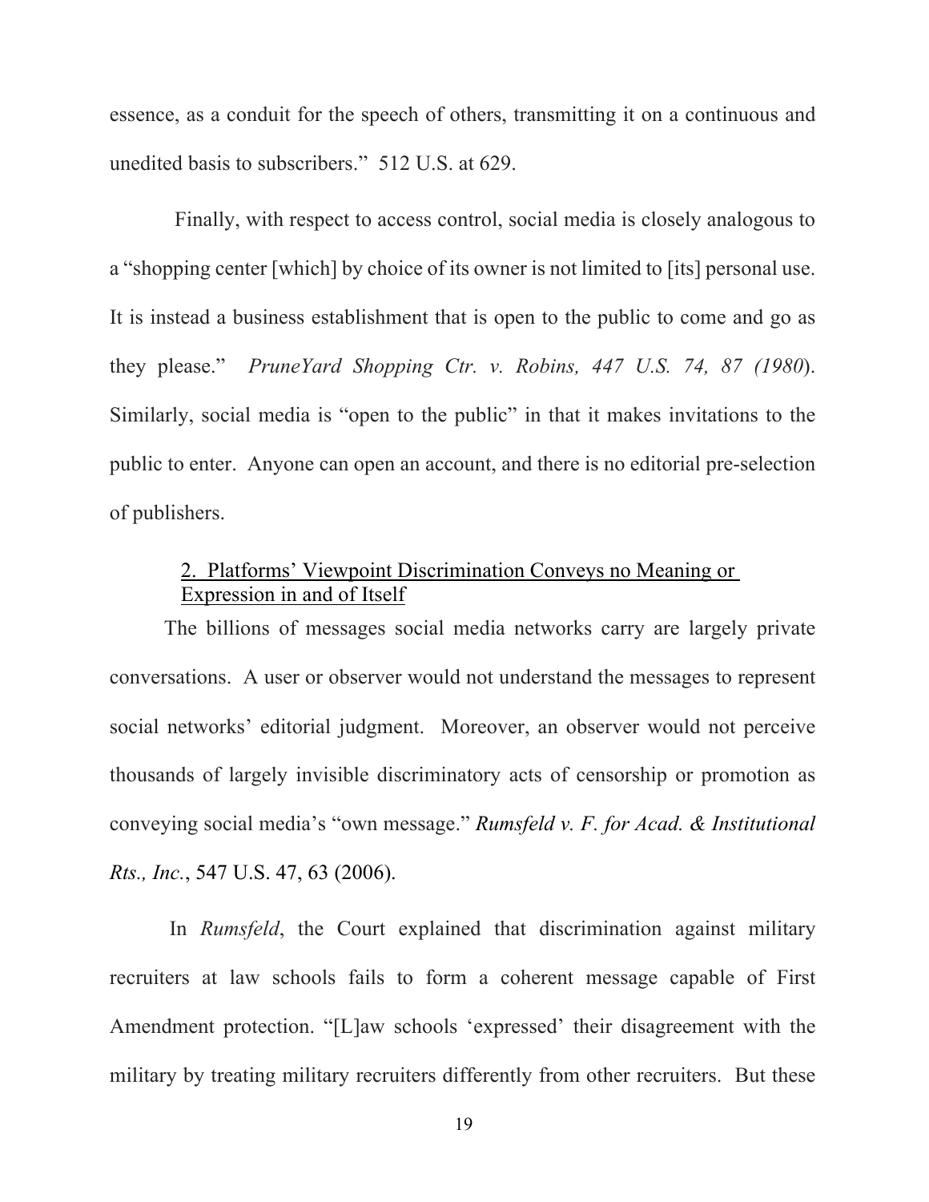essence, as a conduit for the speech of others, transmitting it on a continuous and unedited basis to subscribers." 512 U.S. at 629.

Finally, with respect to access control, social media is closely analogous to a "shopping center [which] by choice of its owner is not limited to [its] personal use. It is instead a business establishment that is open to the public to come and go as they please." *PruneYard Shopping Ctr. v. Robins, 447 U.S. 74, 87 (1980*). Similarly, social media is "open to the public" in that it makes invitations to the public to enter. Anyone can open an account, and there is no editorial pre-selection of publishers.

### 2. Platforms' Viewpoint Discrimination Conveys no Meaning or Expression in and of Itself

The billions of messages social media networks carry are largely private conversations. A user or observer would not understand the messages to represent social networks' editorial judgment. Moreover, an observer would not perceive thousands of largely invisible discriminatory acts of censorship or promotion as conveying social media's "own message." ***Rumsfeld v. F. for Acad. & Institutional Rts., Inc.***, 547 U.S. 47, 63 (2006).

In *Rumsfeld*, the Court explained that discrimination against military recruiters at law schools fails to form a coherent message capable of First Amendment protection. "[L]aw schools 'expressed' their disagreement with the military by treating military recruiters differently from other recruiters. But these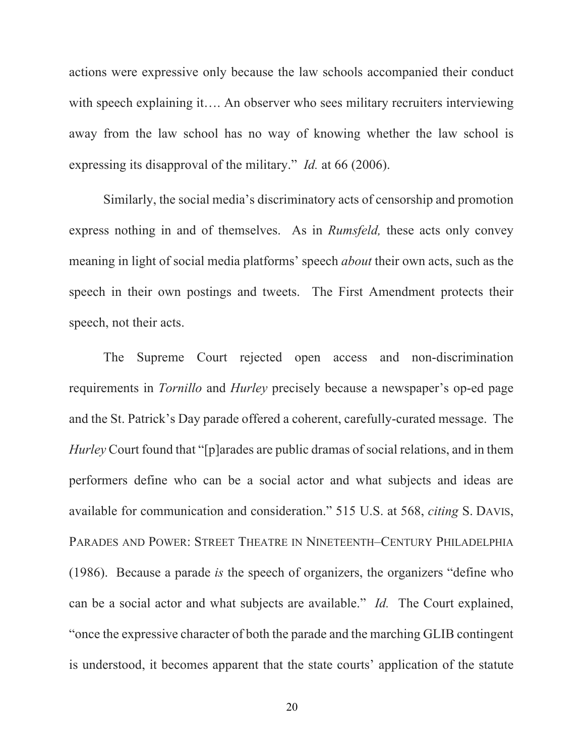actions were expressive only because the law schools accompanied their conduct with speech explaining it…. An observer who sees military recruiters interviewing away from the law school has no way of knowing whether the law school is expressing its disapproval of the military." *Id.* at 66 (2006).

Similarly, the social media's discriminatory acts of censorship and promotion express nothing in and of themselves. As in *Rumsfeld,* these acts only convey meaning in light of social media platforms' speech *about* their own acts, such as the speech in their own postings and tweets. The First Amendment protects their speech, not their acts.

The Supreme Court rejected open access and non-discrimination requirements in *Tornillo* and *Hurley* precisely because a newspaper's op-ed page and the St. Patrick's Day parade offered a coherent, carefully-curated message. The *Hurley* Court found that "[p]arades are public dramas of social relations, and in them performers define who can be a social actor and what subjects and ideas are available for communication and consideration." 515 U.S. at 568, *citing* S. DAVIS, PARADES AND POWER: STREET THEATRE IN NINETEENTH–CENTURY PHILADELPHIA (1986). Because a parade *is* the speech of organizers, the organizers "define who can be a social actor and what subjects are available." *Id.* The Court explained, "once the expressive character of both the parade and the marching GLIB contingent is understood, it becomes apparent that the state courts' application of the statute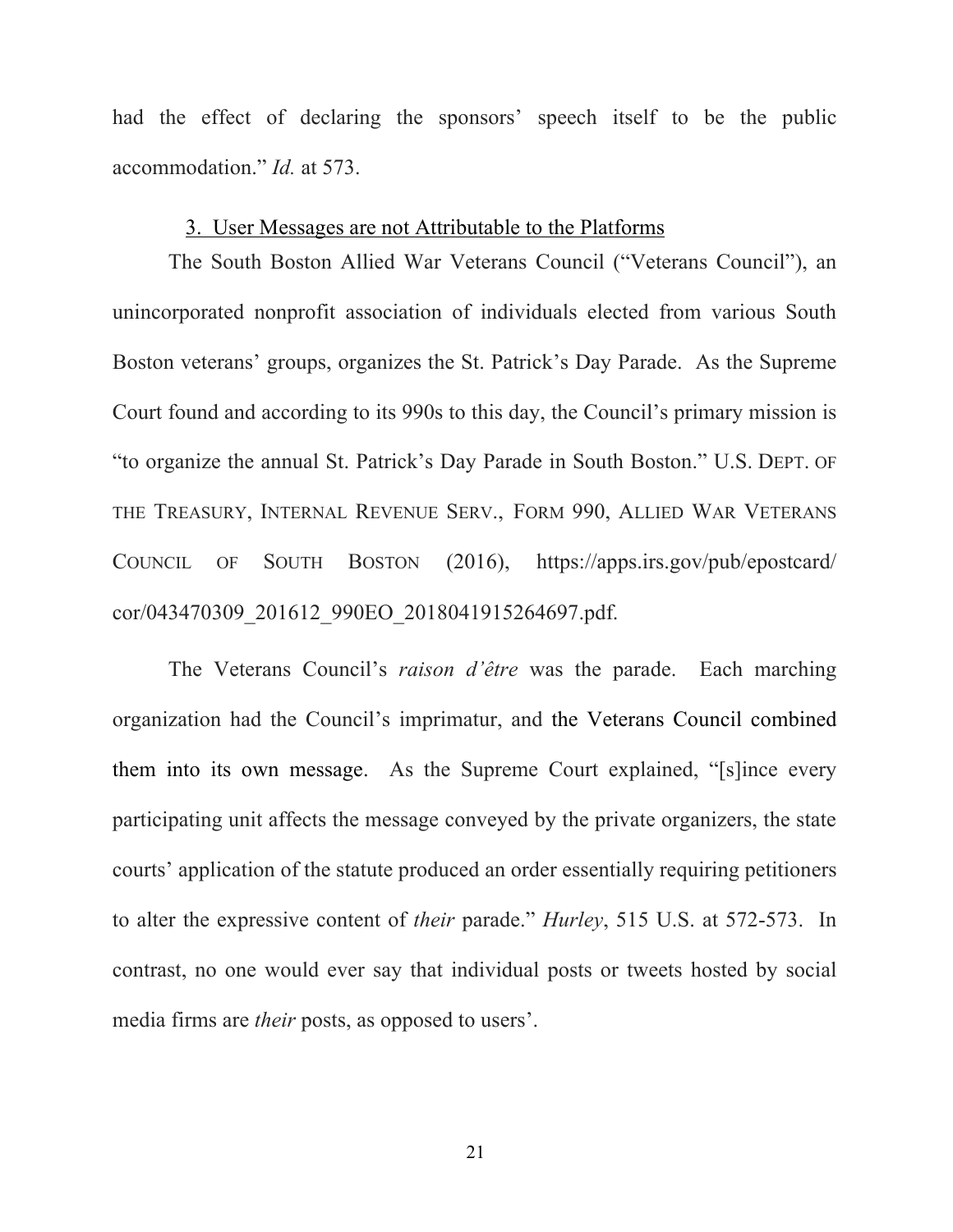had the effect of declaring the sponsors' speech itself to be the public accommodation." *Id.* at 573.

### 3. User Messages are not Attributable to the Platforms

The South Boston Allied War Veterans Council ("Veterans Council"), an unincorporated nonprofit association of individuals elected from various South Boston veterans' groups, organizes the St. Patrick's Day Parade. As the Supreme Court found and according to its 990s to this day, the Council's primary mission is "to organize the annual St. Patrick's Day Parade in South Boston." U.S. DEPT. OF THE TREASURY, INTERNAL REVENUE SERV., FORM 990, ALLIED WAR VETERANS COUNCIL OF SOUTH BOSTON (2016), https://apps.irs.gov/pub/epostcard/cor/043470309_201612_990EO_2018041915264697.pdf.

The Veterans Council's *raison d'être* was the parade. Each marching organization had the Council's imprimatur, and the Veterans Council combined them into its own message. As the Supreme Court explained, "[s]ince every participating unit affects the message conveyed by the private organizers, the state courts' application of the statute produced an order essentially requiring petitioners to alter the expressive content of *their* parade." *Hurley*, 515 U.S. at 572-573. In contrast, no one would ever say that individual posts or tweets hosted by social media firms are *their* posts, as opposed to users'.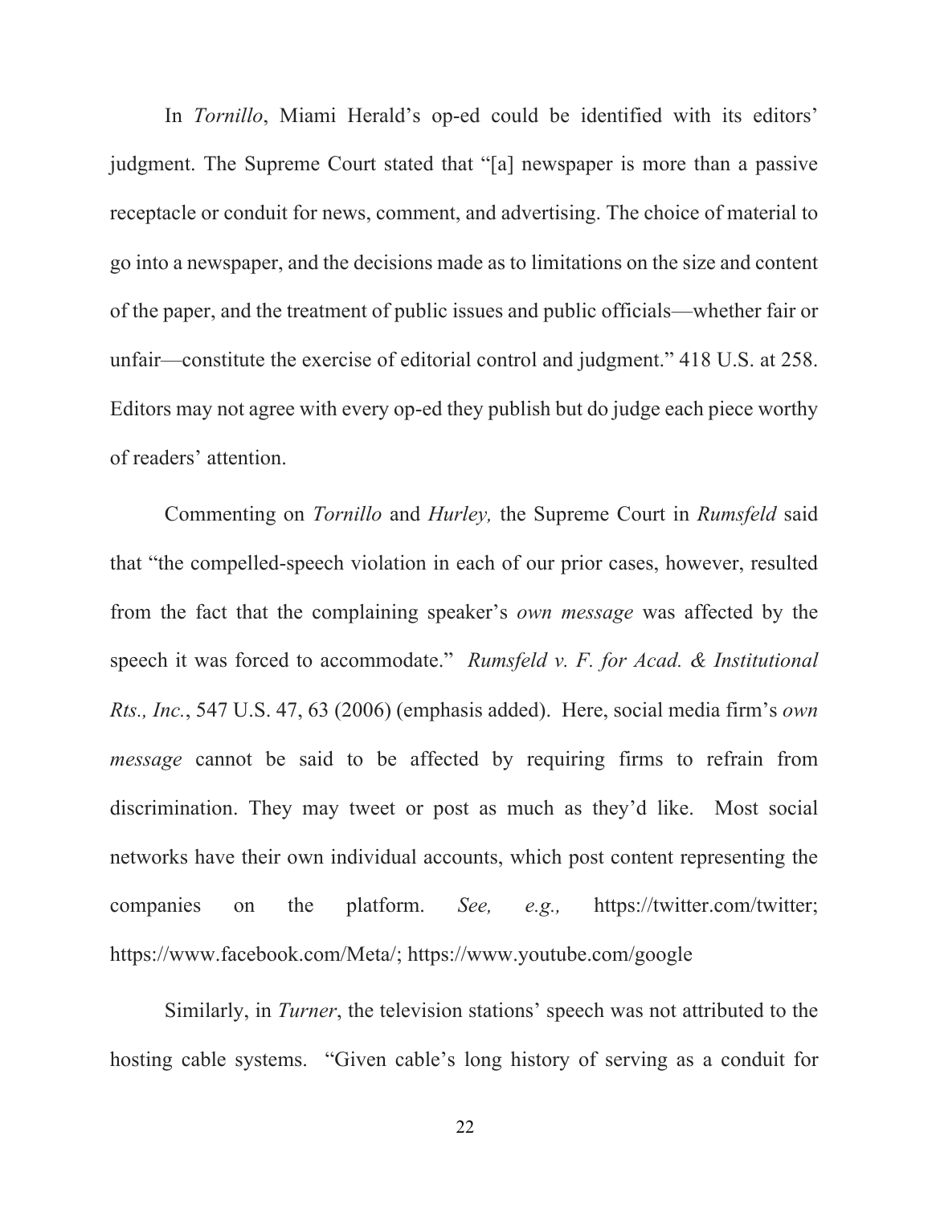In *Tornillo*, Miami Herald's op-ed could be identified with its editors' judgment. The Supreme Court stated that "[a] newspaper is more than a passive receptacle or conduit for news, comment, and advertising. The choice of material to go into a newspaper, and the decisions made as to limitations on the size and content of the paper, and the treatment of public issues and public officials—whether fair or unfair—constitute the exercise of editorial control and judgment." 418 U.S. at 258. Editors may not agree with every op-ed they publish but do judge each piece worthy of readers' attention.

Commenting on *Tornillo* and *Hurley,* the Supreme Court in *Rumsfeld* said that "the compelled-speech violation in each of our prior cases, however, resulted from the fact that the complaining speaker's *own message* was affected by the speech it was forced to accommodate." *Rumsfeld v. F. for Acad. & Institutional Rts., Inc.*, 547 U.S. 47, 63 (2006) (emphasis added). Here, social media firm's *own message* cannot be said to be affected by requiring firms to refrain from discrimination. They may tweet or post as much as they'd like. Most social networks have their own individual accounts, which post content representing the companies on the platform. *See, e.g.,* https://twitter.com/twitter; https://www.facebook.com/Meta/; https://www.youtube.com/google

Similarly, in *Turner*, the television stations' speech was not attributed to the hosting cable systems. "Given cable's long history of serving as a conduit for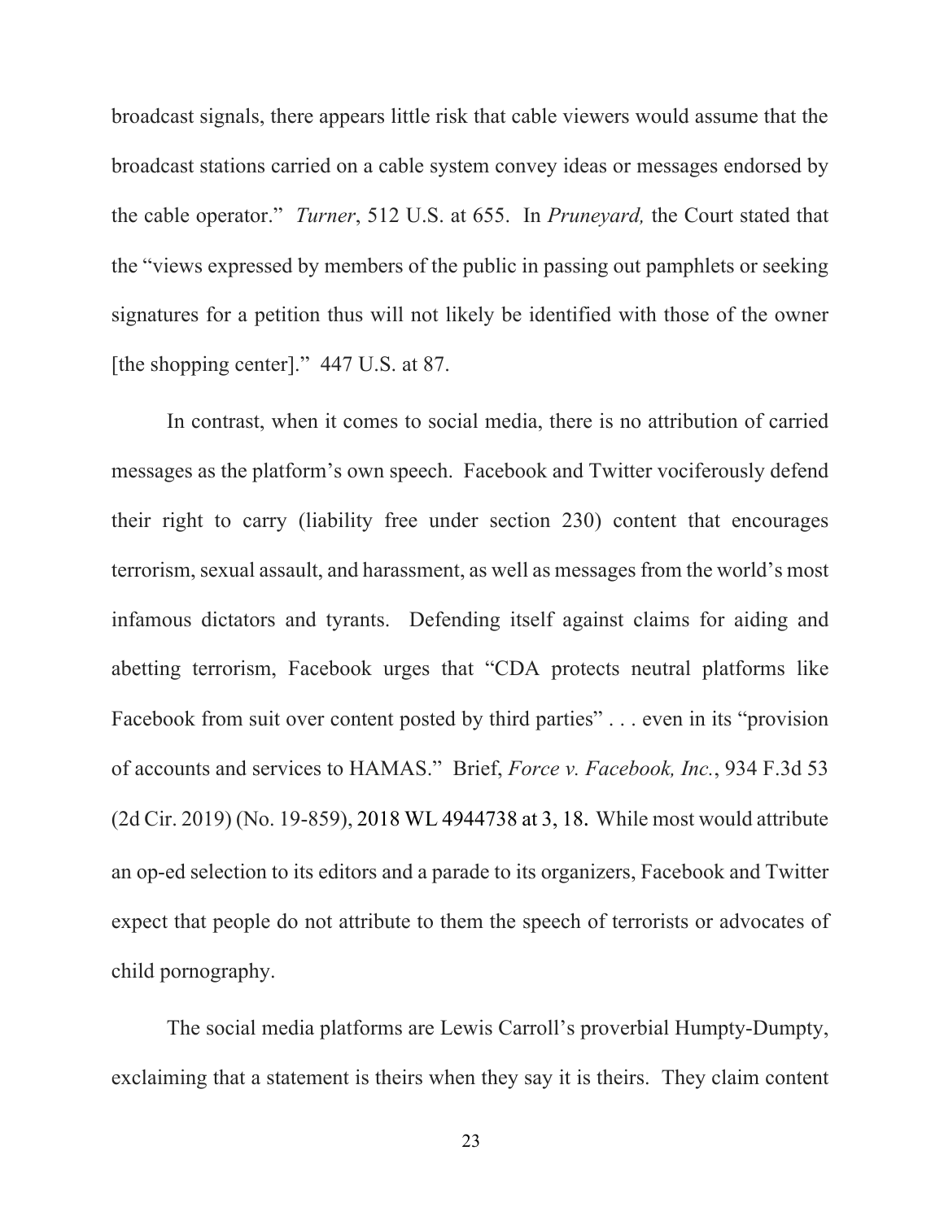broadcast signals, there appears little risk that cable viewers would assume that the broadcast stations carried on a cable system convey ideas or messages endorsed by the cable operator." *Turner*, 512 U.S. at 655. In *Pruneyard,* the Court stated that the "views expressed by members of the public in passing out pamphlets or seeking signatures for a petition thus will not likely be identified with those of the owner [the shopping center]." 447 U.S. at 87.

In contrast, when it comes to social media, there is no attribution of carried messages as the platform's own speech. Facebook and Twitter vociferously defend their right to carry (liability free under section 230) content that encourages terrorism, sexual assault, and harassment, as well as messages from the world's most infamous dictators and tyrants. Defending itself against claims for aiding and abetting terrorism, Facebook urges that "CDA protects neutral platforms like Facebook from suit over content posted by third parties" . . . even in its "provision of accounts and services to HAMAS." Brief, *Force v. Facebook, Inc.*, 934 F.3d 53 (2d Cir. 2019) (No. 19-859), 2018 WL 4944738 at 3, 18. While most would attribute an op-ed selection to its editors and a parade to its organizers, Facebook and Twitter expect that people do not attribute to them the speech of terrorists or advocates of child pornography.

The social media platforms are Lewis Carroll's proverbial Humpty-Dumpty, exclaiming that a statement is theirs when they say it is theirs. They claim content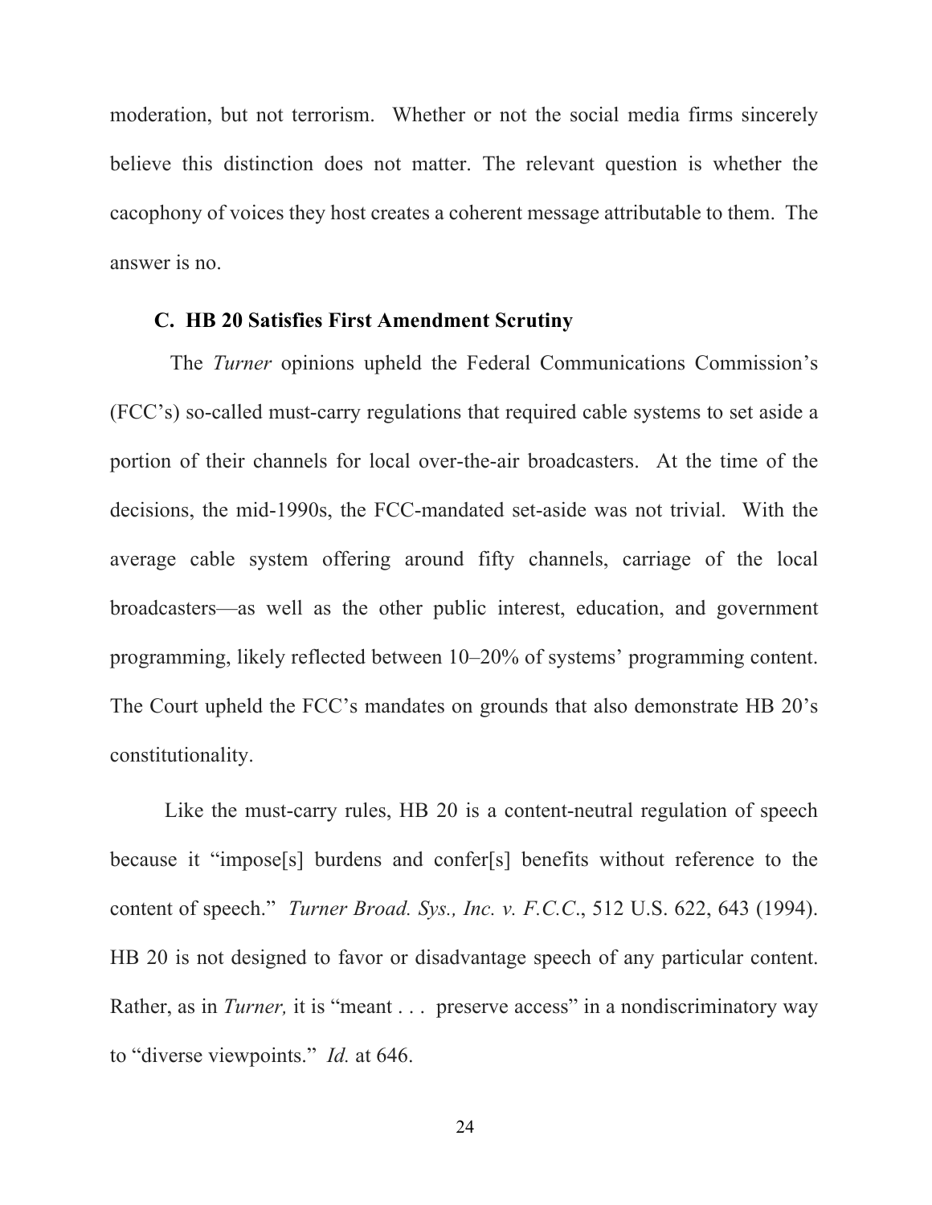moderation, but not terrorism. Whether or not the social media firms sincerely believe this distinction does not matter. The relevant question is whether the cacophony of voices they host creates a coherent message attributable to them. The answer is no.

### C. HB 20 Satisfies First Amendment Scrutiny

The *Turner* opinions upheld the Federal Communications Commission's (FCC's) so-called must-carry regulations that required cable systems to set aside a portion of their channels for local over-the-air broadcasters. At the time of the decisions, the mid-1990s, the FCC-mandated set-aside was not trivial. With the average cable system offering around fifty channels, carriage of the local broadcasters—as well as the other public interest, education, and government programming, likely reflected between 10–20% of systems' programming content. The Court upheld the FCC's mandates on grounds that also demonstrate HB 20's constitutionality.

Like the must-carry rules, HB 20 is a content-neutral regulation of speech because it "impose[s] burdens and confer[s] benefits without reference to the content of speech." *Turner Broad. Sys., Inc. v. F.C.C.*, 512 U.S. 622, 643 (1994). HB 20 is not designed to favor or disadvantage speech of any particular content. Rather, as in *Turner,* it is "meant . . . preserve access" in a nondiscriminatory way to "diverse viewpoints." *Id.* at 646.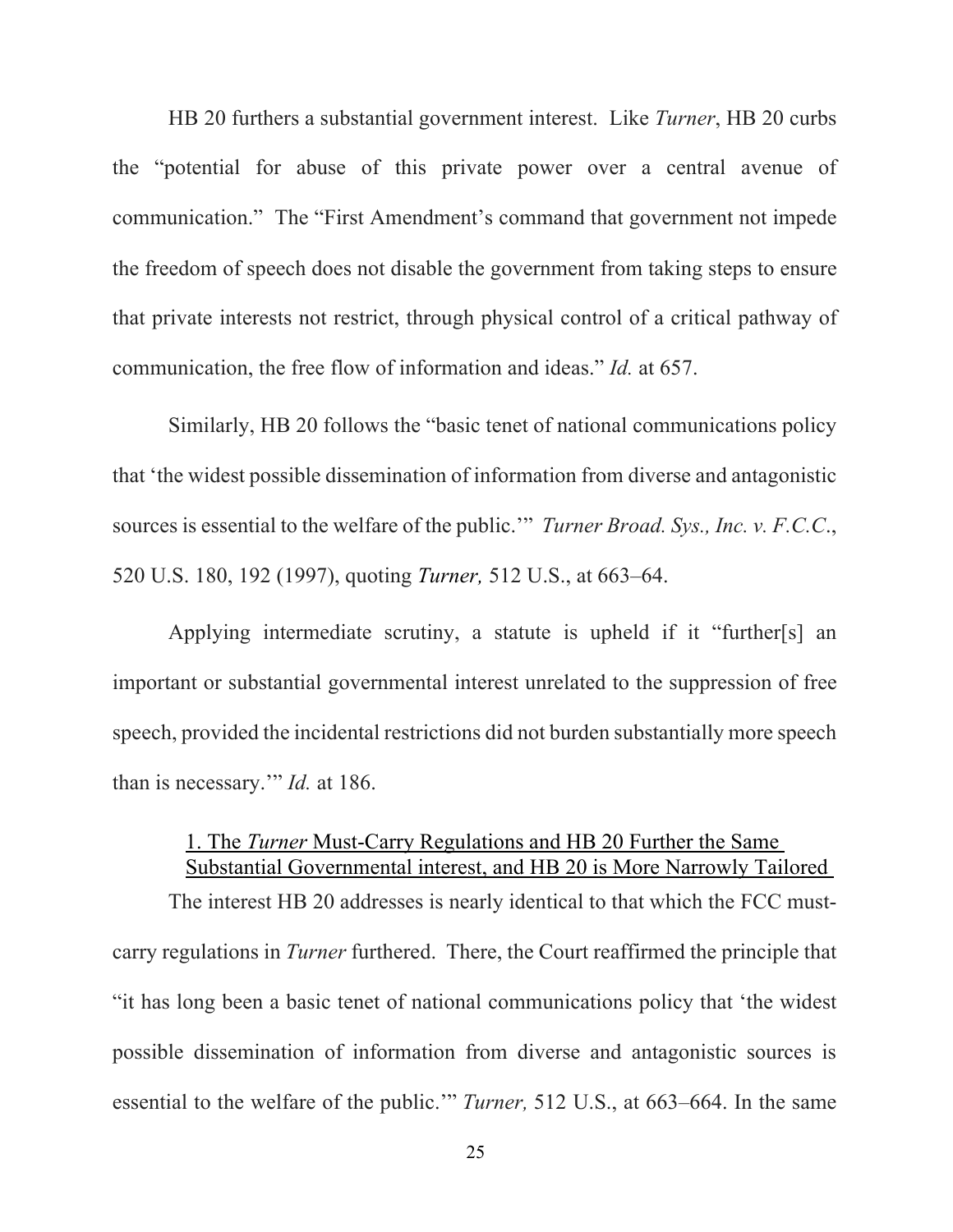HB 20 furthers a substantial government interest. Like *Turner*, HB 20 curbs the "potential for abuse of this private power over a central avenue of communication." The "First Amendment's command that government not impede the freedom of speech does not disable the government from taking steps to ensure that private interests not restrict, through physical control of a critical pathway of communication, the free flow of information and ideas." *Id.* at 657.

Similarly, HB 20 follows the "basic tenet of national communications policy that 'the widest possible dissemination of information from diverse and antagonistic sources is essential to the welfare of the public.'" *Turner Broad. Sys., Inc. v. F.C.C.*, 520 U.S. 180, 192 (1997), quoting *Turner,* 512 U.S., at 663–64.

Applying intermediate scrutiny, a statute is upheld if it "further[s] an important or substantial governmental interest unrelated to the suppression of free speech, provided the incidental restrictions did not burden substantially more speech than is necessary.'" *Id.* at 186.

### 1. The *Turner* Must-Carry Regulations and HB 20 Further the Same Substantial Governmental interest, and HB 20 is More Narrowly Tailored

The interest HB 20 addresses is nearly identical to that which the FCC must-carry regulations in *Turner* furthered. There, the Court reaffirmed the principle that "it has long been a basic tenet of national communications policy that 'the widest possible dissemination of information from diverse and antagonistic sources is essential to the welfare of the public.'" *Turner,* 512 U.S., at 663–664. In the same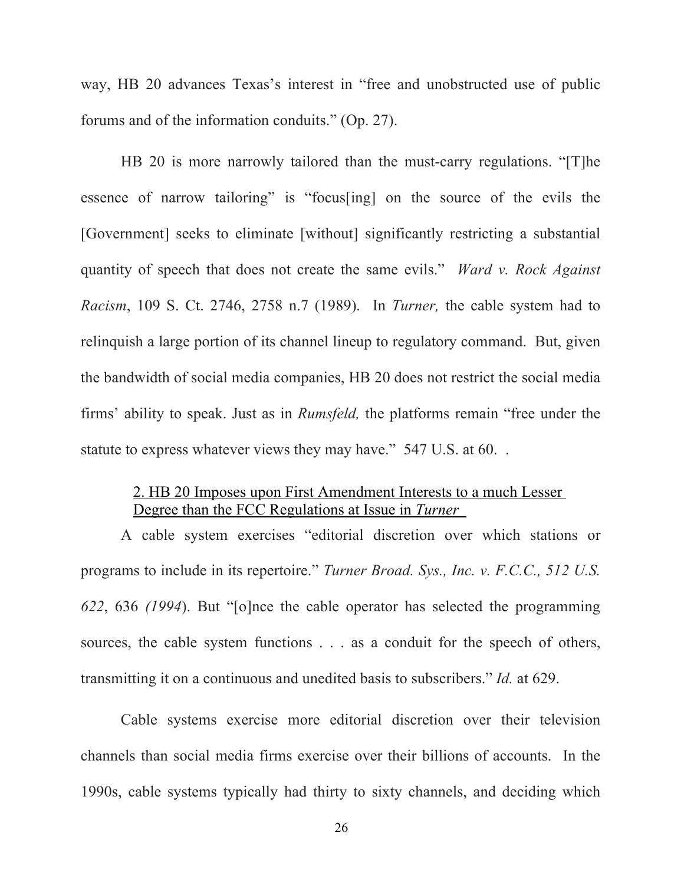way, HB 20 advances Texas's interest in "free and unobstructed use of public forums and of the information conduits." (Op. 27).

HB 20 is more narrowly tailored than the must-carry regulations. "[T]he essence of narrow tailoring" is "focus[ing] on the source of the evils the [Government] seeks to eliminate [without] significantly restricting a substantial quantity of speech that does not create the same evils." *Ward v. Rock Against Racism*, 109 S. Ct. 2746, 2758 n.7 (1989). In *Turner,* the cable system had to relinquish a large portion of its channel lineup to regulatory command. But, given the bandwidth of social media companies, HB 20 does not restrict the social media firms' ability to speak. Just as in *Rumsfeld,* the platforms remain "free under the statute to express whatever views they may have." 547 U.S. at 60. .

### 2. HB 20 Imposes upon First Amendment Interests to a much Lesser Degree than the FCC Regulations at Issue in *Turner*

A cable system exercises "editorial discretion over which stations or programs to include in its repertoire." *Turner Broad. Sys., Inc. v. F.C.C., 512 U.S. 622*, 636 *(1994*). But "[o]nce the cable operator has selected the programming sources, the cable system functions . . . as a conduit for the speech of others, transmitting it on a continuous and unedited basis to subscribers." *Id.* at 629.

Cable systems exercise more editorial discretion over their television channels than social media firms exercise over their billions of accounts. In the 1990s, cable systems typically had thirty to sixty channels, and deciding which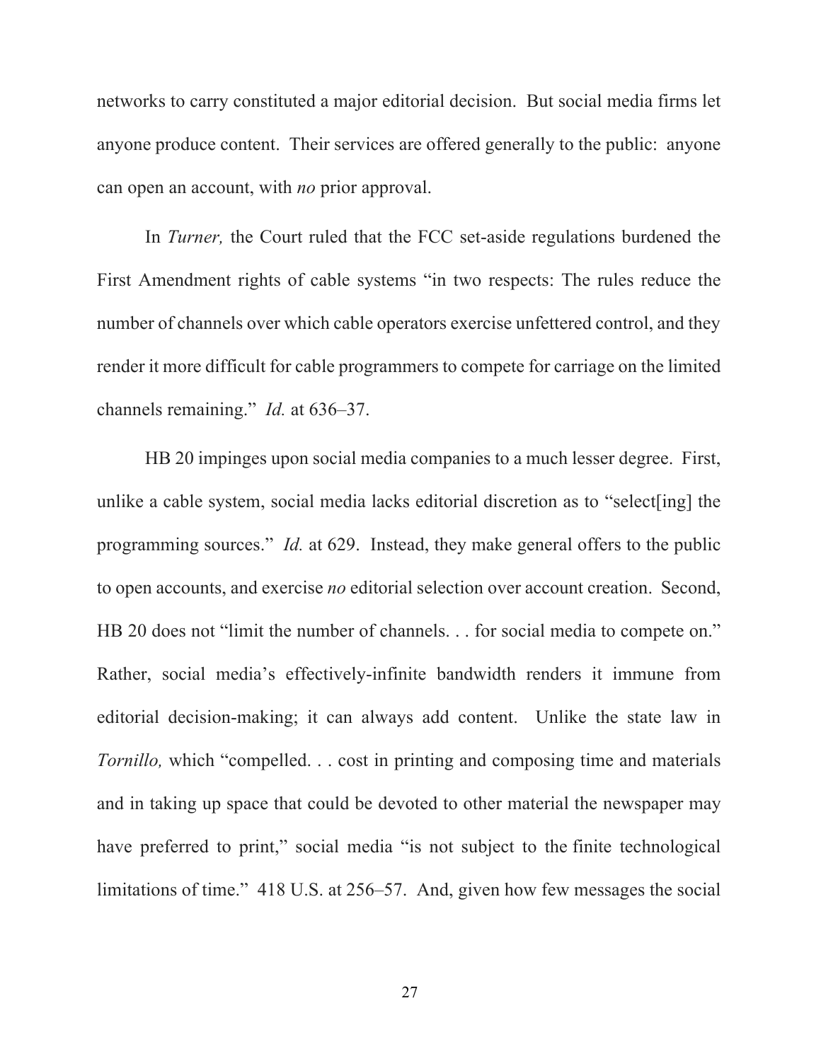networks to carry constituted a major editorial decision. But social media firms let anyone produce content. Their services are offered generally to the public: anyone can open an account, with *no* prior approval.

In *Turner,* the Court ruled that the FCC set-aside regulations burdened the First Amendment rights of cable systems "in two respects: The rules reduce the number of channels over which cable operators exercise unfettered control, and they render it more difficult for cable programmers to compete for carriage on the limited channels remaining." *Id.* at 636–37.

HB 20 impinges upon social media companies to a much lesser degree. First, unlike a cable system, social media lacks editorial discretion as to "select[ing] the programming sources." *Id.* at 629. Instead, they make general offers to the public to open accounts, and exercise *no* editorial selection over account creation. Second, HB 20 does not "limit the number of channels. . . for social media to compete on." Rather, social media's effectively-infinite bandwidth renders it immune from editorial decision-making; it can always add content. Unlike the state law in *Tornillo,* which "compelled. . . cost in printing and composing time and materials and in taking up space that could be devoted to other material the newspaper may have preferred to print," social media "is not subject to the finite technological limitations of time." 418 U.S. at 256–57. And, given how few messages the social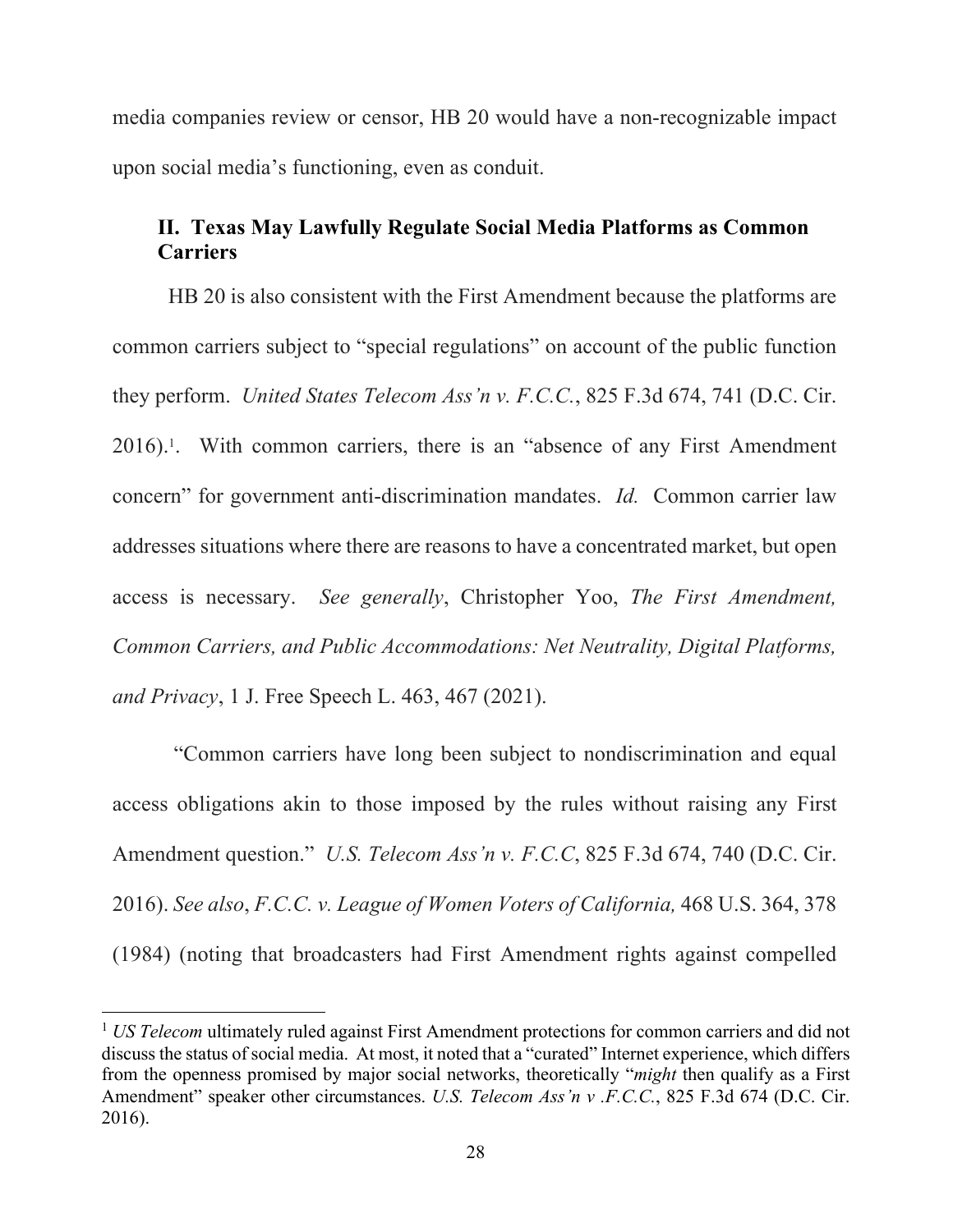media companies review or censor, HB 20 would have a non-recognizable impact upon social media's functioning, even as conduit.

## II. Texas May Lawfully Regulate Social Media Platforms as Common Carriers

HB 20 is also consistent with the First Amendment because the platforms are common carriers subject to "special regulations" on account of the public function they perform. *United States Telecom Ass'n v. F.C.C.*, 825 F.3d 674, 741 (D.C. Cir. 2016).[1]. With common carriers, there is an "absence of any First Amendment concern" for government anti-discrimination mandates. *Id.* Common carrier law addresses situations where there are reasons to have a concentrated market, but open access is necessary. *See generally*, Christopher Yoo, *The First Amendment, Common Carriers, and Public Accommodations: Net Neutrality, Digital Platforms, and Privacy*, 1 J. Free Speech L. 463, 467 (2021).

"Common carriers have long been subject to nondiscrimination and equal access obligations akin to those imposed by the rules without raising any First Amendment question." *U.S. Telecom Ass'n v. F.C.C*, 825 F.3d 674, 740 (D.C. Cir. 2016). *See also*, *F.C.C. v. League of Women Voters of California,* 468 U.S. 364, 378 (1984) (noting that broadcasters had First Amendment rights against compelled

---

[1] *US Telecom* ultimately ruled against First Amendment protections for common carriers and did not discuss the status of social media. At most, it noted that a "curated" Internet experience, which differs from the openness promised by major social networks, theoretically "*might* then qualify as a First Amendment" speaker other circumstances. *U.S. Telecom Ass'n v .F.C.C.*, 825 F.3d 674 (D.C. Cir. 2016).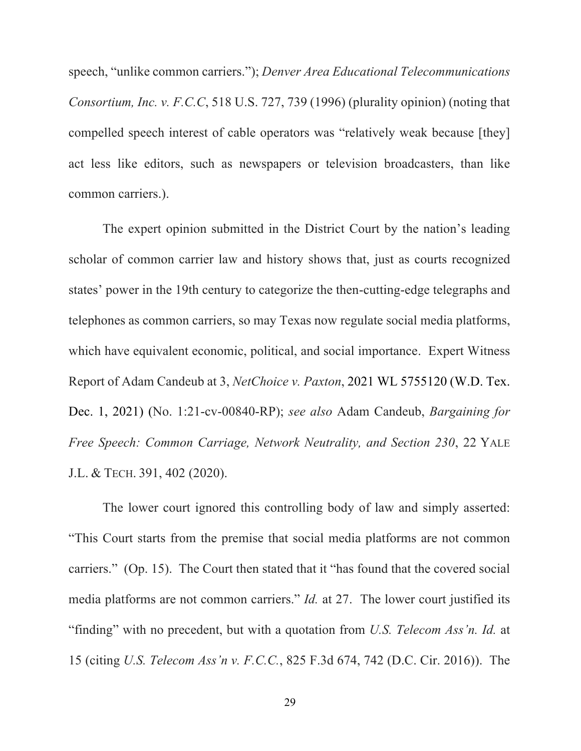speech, "unlike common carriers."); *Denver Area Educational Telecommunications Consortium, Inc. v. F.C.C*, 518 U.S. 727, 739 (1996) (plurality opinion) (noting that compelled speech interest of cable operators was "relatively weak because [they] act less like editors, such as newspapers or television broadcasters, than like common carriers.).

The expert opinion submitted in the District Court by the nation's leading scholar of common carrier law and history shows that, just as courts recognized states' power in the 19th century to categorize the then-cutting-edge telegraphs and telephones as common carriers, so may Texas now regulate social media platforms, which have equivalent economic, political, and social importance. Expert Witness Report of Adam Candeub at 3, *NetChoice v. Paxton*, 2021 WL 5755120 (W.D. Tex. Dec. 1, 2021) (No. 1:21-cv-00840-RP); *see also* Adam Candeub, *Bargaining for Free Speech: Common Carriage, Network Neutrality, and Section 230*, 22 YALE J.L. & TECH. 391, 402 (2020).

The lower court ignored this controlling body of law and simply asserted: "This Court starts from the premise that social media platforms are not common carriers." (Op. 15). The Court then stated that it "has found that the covered social media platforms are not common carriers." *Id.* at 27. The lower court justified its "finding" with no precedent, but with a quotation from *U.S. Telecom Ass'n. Id.* at 15 (citing *U.S. Telecom Ass'n v. F.C.C.*, 825 F.3d 674, 742 (D.C. Cir. 2016)). The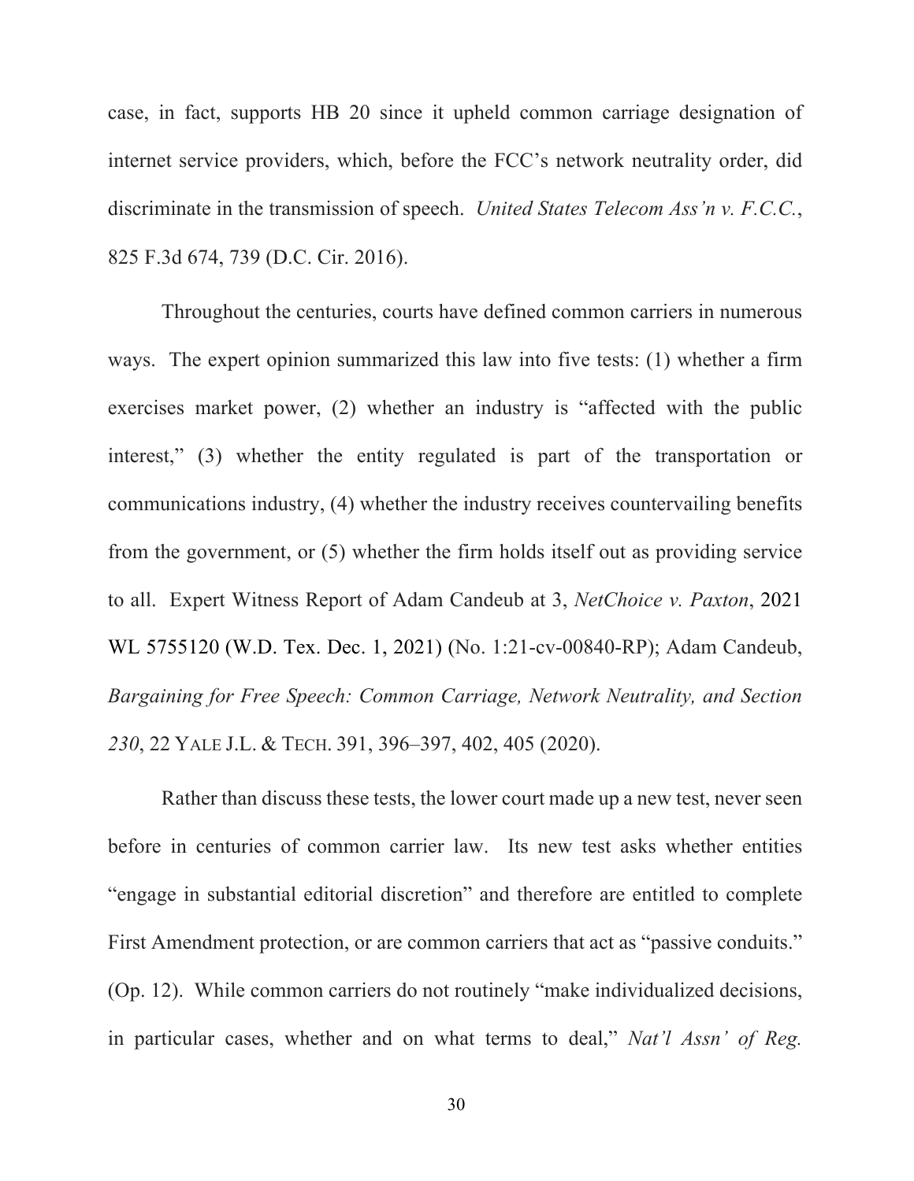case, in fact, supports HB 20 since it upheld common carriage designation of internet service providers, which, before the FCC's network neutrality order, did discriminate in the transmission of speech. *United States Telecom Ass'n v. F.C.C.*, 825 F.3d 674, 739 (D.C. Cir. 2016).

Throughout the centuries, courts have defined common carriers in numerous ways. The expert opinion summarized this law into five tests: (1) whether a firm exercises market power, (2) whether an industry is "affected with the public interest," (3) whether the entity regulated is part of the transportation or communications industry, (4) whether the industry receives countervailing benefits from the government, or (5) whether the firm holds itself out as providing service to all. Expert Witness Report of Adam Candeub at 3, *NetChoice v. Paxton*, 2021 WL 5755120 (W.D. Tex. Dec. 1, 2021) (No. 1:21-cv-00840-RP); Adam Candeub, *Bargaining for Free Speech: Common Carriage, Network Neutrality, and Section 230*, 22 YALE J.L. & TECH. 391, 396–397, 402, 405 (2020).

Rather than discuss these tests, the lower court made up a new test, never seen before in centuries of common carrier law. Its new test asks whether entities "engage in substantial editorial discretion" and therefore are entitled to complete First Amendment protection, or are common carriers that act as "passive conduits." (Op. 12). While common carriers do not routinely "make individualized decisions, in particular cases, whether and on what terms to deal," *Nat'l Assn' of Reg.*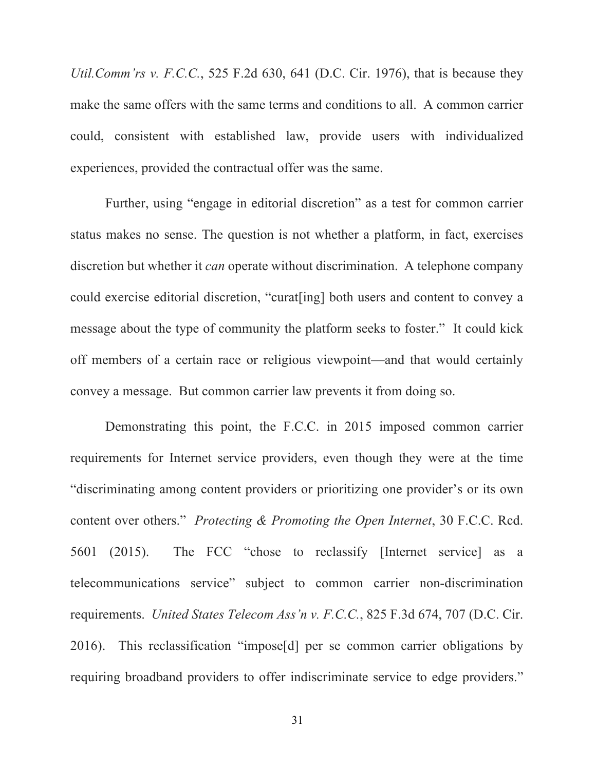*Util.Comm'rs v. F.C.C.*, 525 F.2d 630, 641 (D.C. Cir. 1976), that is because they make the same offers with the same terms and conditions to all. A common carrier could, consistent with established law, provide users with individualized experiences, provided the contractual offer was the same.

Further, using "engage in editorial discretion" as a test for common carrier status makes no sense. The question is not whether a platform, in fact, exercises discretion but whether it *can* operate without discrimination. A telephone company could exercise editorial discretion, "curat[ing] both users and content to convey a message about the type of community the platform seeks to foster." It could kick off members of a certain race or religious viewpoint—and that would certainly convey a message. But common carrier law prevents it from doing so.

Demonstrating this point, the F.C.C. in 2015 imposed common carrier requirements for Internet service providers, even though they were at the time "discriminating among content providers or prioritizing one provider's or its own content over others." *Protecting & Promoting the Open Internet*, 30 F.C.C. Rcd. 5601 (2015). The FCC "chose to reclassify [Internet service] as a telecommunications service" subject to common carrier non-discrimination requirements. *United States Telecom Ass'n v. F.C.C.*, 825 F.3d 674, 707 (D.C. Cir. 2016). This reclassification "impose[d] per se common carrier obligations by requiring broadband providers to offer indiscriminate service to edge providers."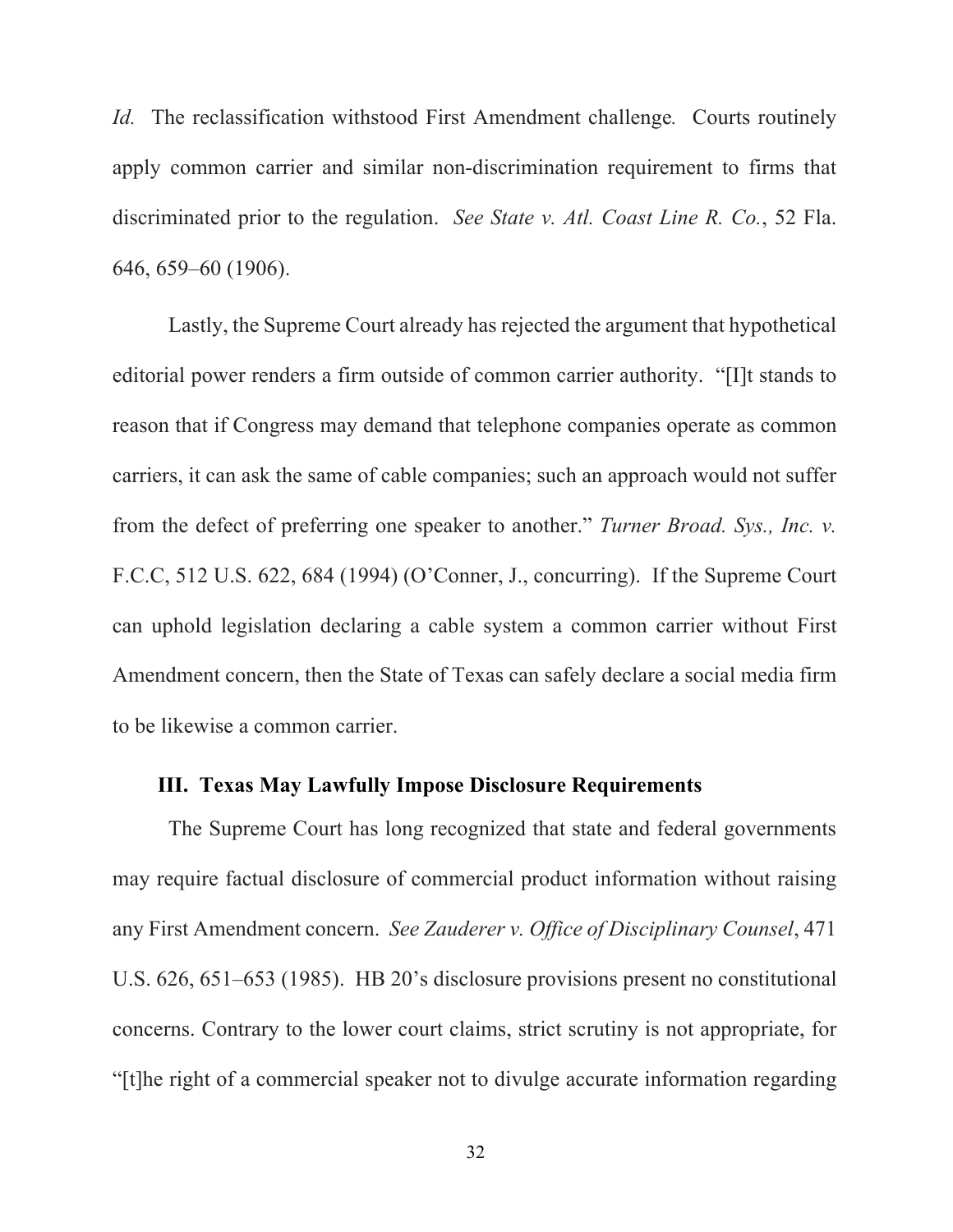*Id.* The reclassification withstood First Amendment challenge*.* Courts routinely apply common carrier and similar non-discrimination requirement to firms that discriminated prior to the regulation. *See State v. Atl. Coast Line R. Co.*, 52 Fla. 646, 659–60 (1906).

Lastly, the Supreme Court already has rejected the argument that hypothetical editorial power renders a firm outside of common carrier authority. "[I]t stands to reason that if Congress may demand that telephone companies operate as common carriers, it can ask the same of cable companies; such an approach would not suffer from the defect of preferring one speaker to another." *Turner Broad. Sys., Inc. v.* F.C.C, 512 U.S. 622, 684 (1994) (O'Conner, J., concurring). If the Supreme Court can uphold legislation declaring a cable system a common carrier without First Amendment concern, then the State of Texas can safely declare a social media firm to be likewise a common carrier.

### III. Texas May Lawfully Impose Disclosure Requirements

The Supreme Court has long recognized that state and federal governments may require factual disclosure of commercial product information without raising any First Amendment concern. *See Zauderer v. Office of Disciplinary Counsel*, 471 U.S. 626, 651–653 (1985). HB 20's disclosure provisions present no constitutional concerns. Contrary to the lower court claims, strict scrutiny is not appropriate, for "[t]he right of a commercial speaker not to divulge accurate information regarding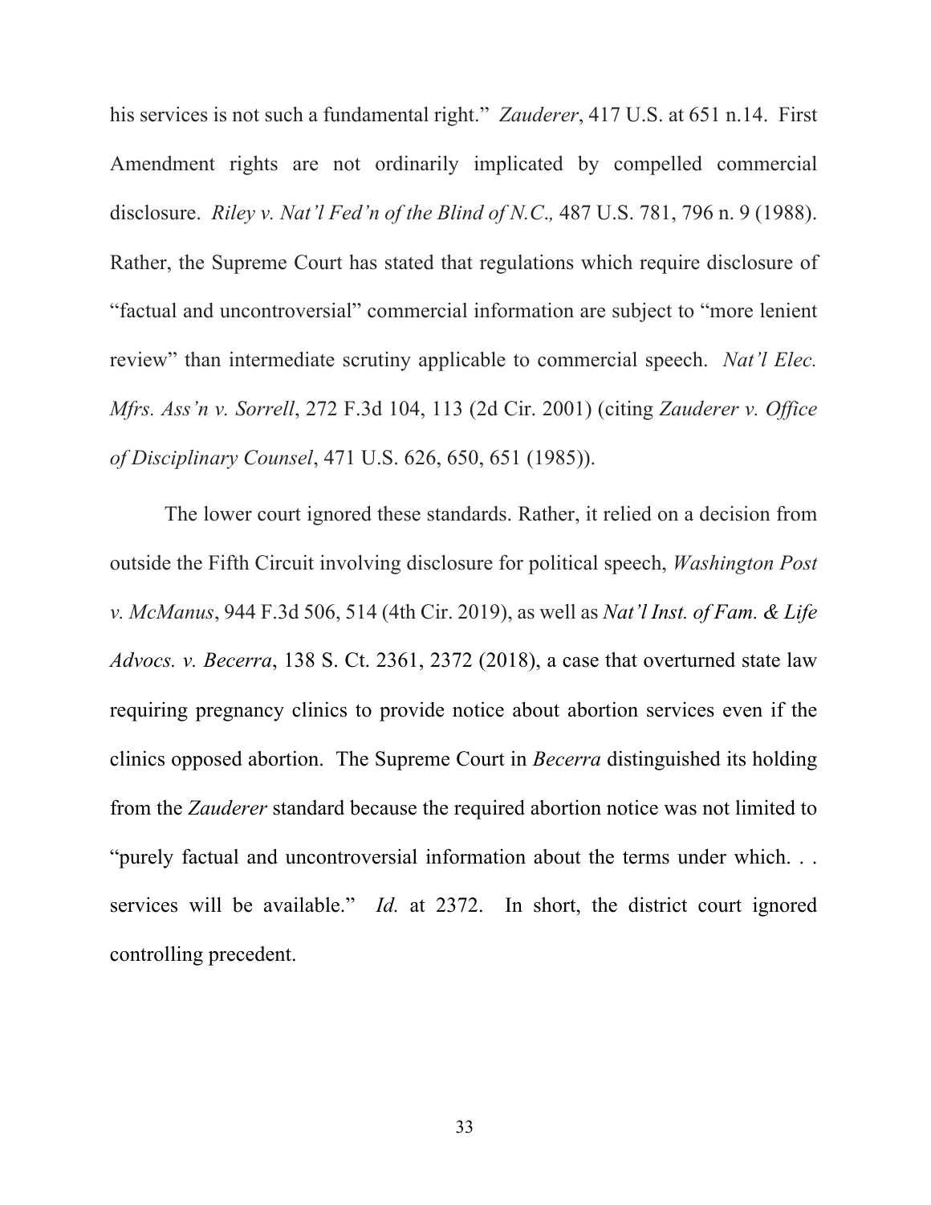his services is not such a fundamental right." *Zauderer*, 417 U.S. at 651 n.14. First Amendment rights are not ordinarily implicated by compelled commercial disclosure. *Riley v. Nat'l Fed'n of the Blind of N.C.,* 487 U.S. 781, 796 n. 9 (1988). Rather, the Supreme Court has stated that regulations which require disclosure of "factual and uncontroversial" commercial information are subject to "more lenient review" than intermediate scrutiny applicable to commercial speech. *Nat'l Elec. Mfrs. Ass'n v. Sorrell*, 272 F.3d 104, 113 (2d Cir. 2001) (citing *Zauderer v. Office of Disciplinary Counsel*, 471 U.S. 626, 650, 651 (1985)).

The lower court ignored these standards. Rather, it relied on a decision from outside the Fifth Circuit involving disclosure for political speech, *Washington Post v. McManus*, 944 F.3d 506, 514 (4th Cir. 2019), as well as *Nat'l Inst. of Fam. & Life Advocs. v. Becerra*, 138 S. Ct. 2361, 2372 (2018), a case that overturned state law requiring pregnancy clinics to provide notice about abortion services even if the clinics opposed abortion. The Supreme Court in *Becerra* distinguished its holding from the *Zauderer* standard because the required abortion notice was not limited to "purely factual and uncontroversial information about the terms under which. . . services will be available." *Id.* at 2372. In short, the district court ignored controlling precedent.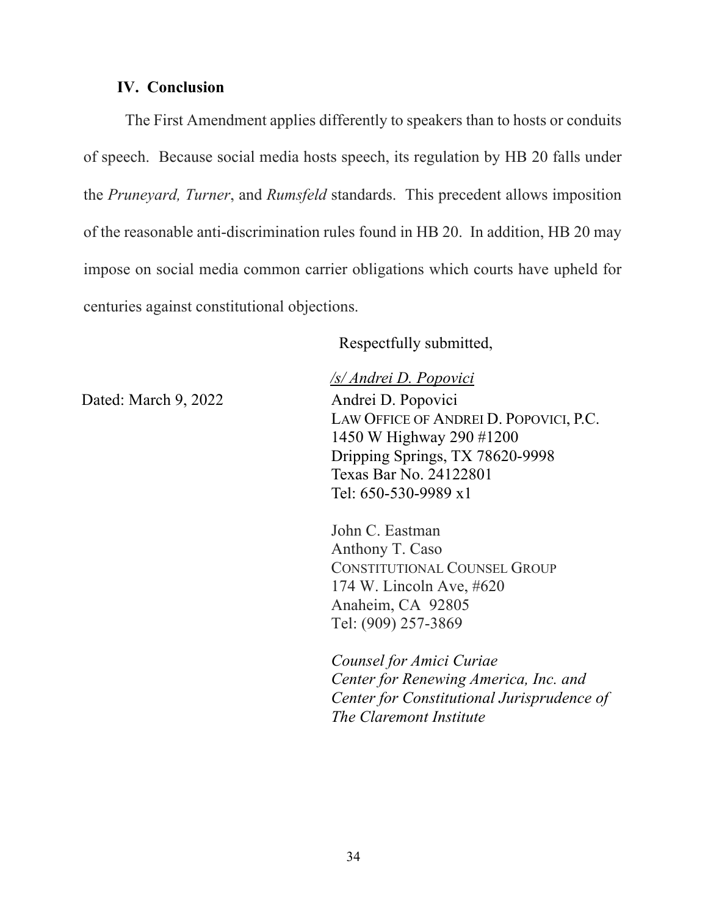## IV. Conclusion

The First Amendment applies differently to speakers than to hosts or conduits of speech. Because social media hosts speech, its regulation by HB 20 falls under the *Pruneyard, Turner*, and *Rumsfeld* standards. This precedent allows imposition of the reasonable anti-discrimination rules found in HB 20. In addition, HB 20 may impose on social media common carrier obligations which courts have upheld for centuries against constitutional objections.

Respectfully submitted,

Dated: March 9, 2022

*/s/ Andrei D. Popovici*
Andrei D. Popovici
LAW OFFICE OF ANDREI D. POPOVICI, P.C.
1450 W Highway 290 #1200
Dripping Springs, TX 78620-9998
Texas Bar No. 24122801
Tel: 650-530-9989 x1

John C. Eastman
Anthony T. Caso
CONSTITUTIONAL COUNSEL GROUP
174 W. Lincoln Ave, #620
Anaheim, CA 92805
Tel: (909) 257-3869

*Counsel for Amici Curiae*
*Center for Renewing America, Inc. and*
*Center for Constitutional Jurisprudence of*
*The Claremont Institute*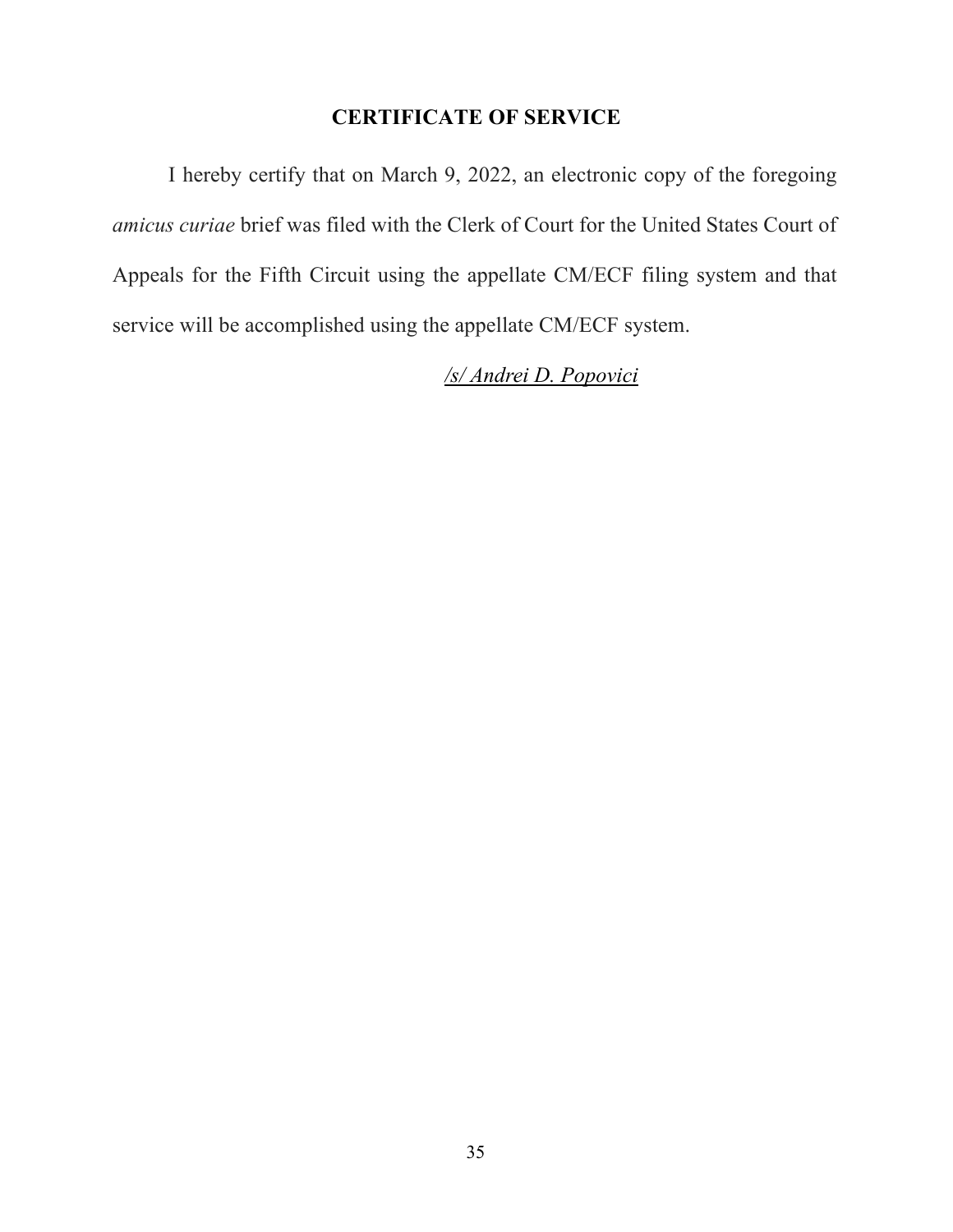## CERTIFICATE OF SERVICE

I hereby certify that on March 9, 2022, an electronic copy of the foregoing *amicus curiae* brief was filed with the Clerk of Court for the United States Court of Appeals for the Fifth Circuit using the appellate CM/ECF filing system and that service will be accomplished using the appellate CM/ECF system.

*/s/ Andrei D. Popovici*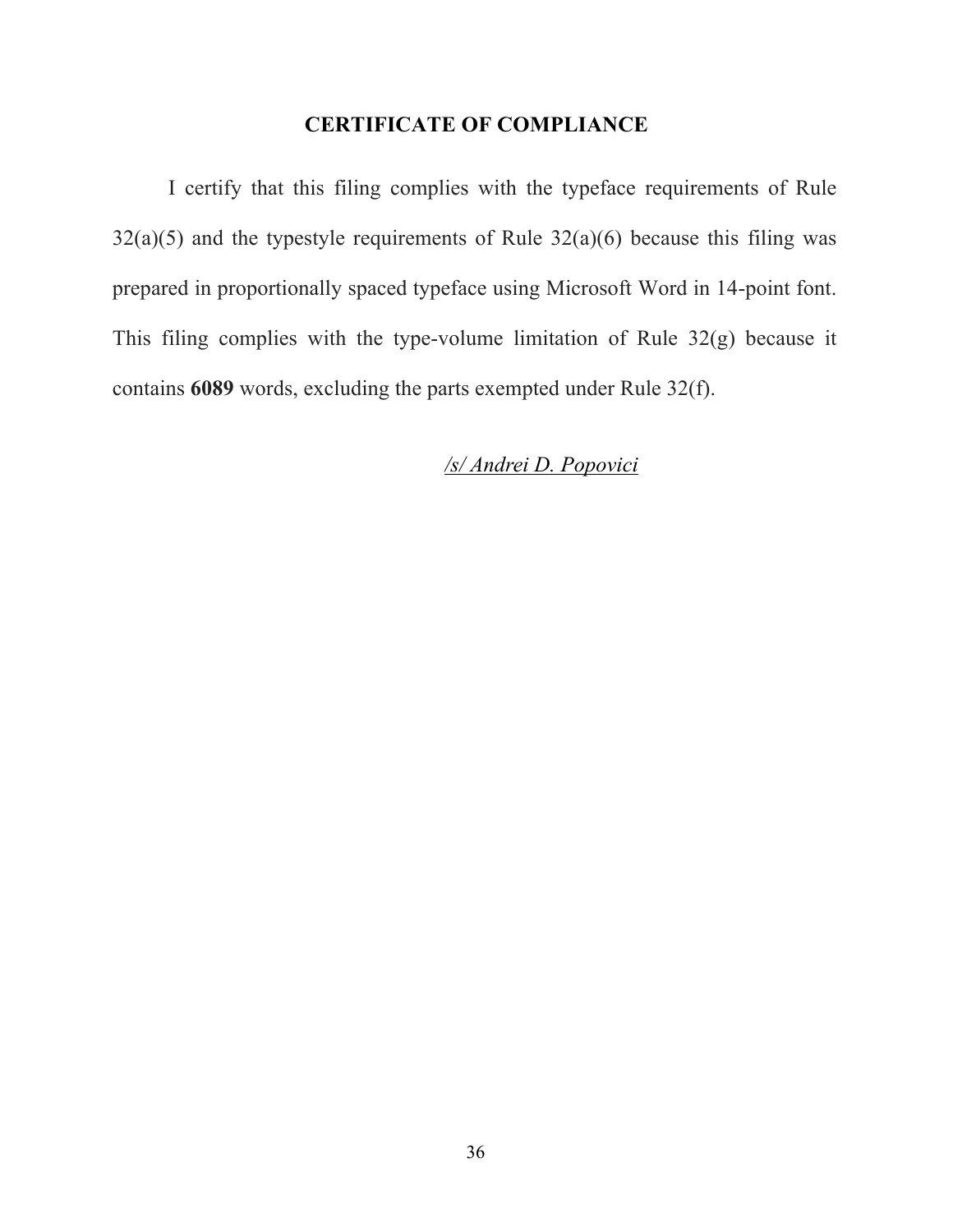## CERTIFICATE OF COMPLIANCE

I certify that this filing complies with the typeface requirements of Rule 32(a)(5) and the typestyle requirements of Rule 32(a)(6) because this filing was prepared in proportionally spaced typeface using Microsoft Word in 14-point font. This filing complies with the type-volume limitation of Rule 32(g) because it contains **6089** words, excluding the parts exempted under Rule 32(f).

*/s/ Andrei D. Popovici*